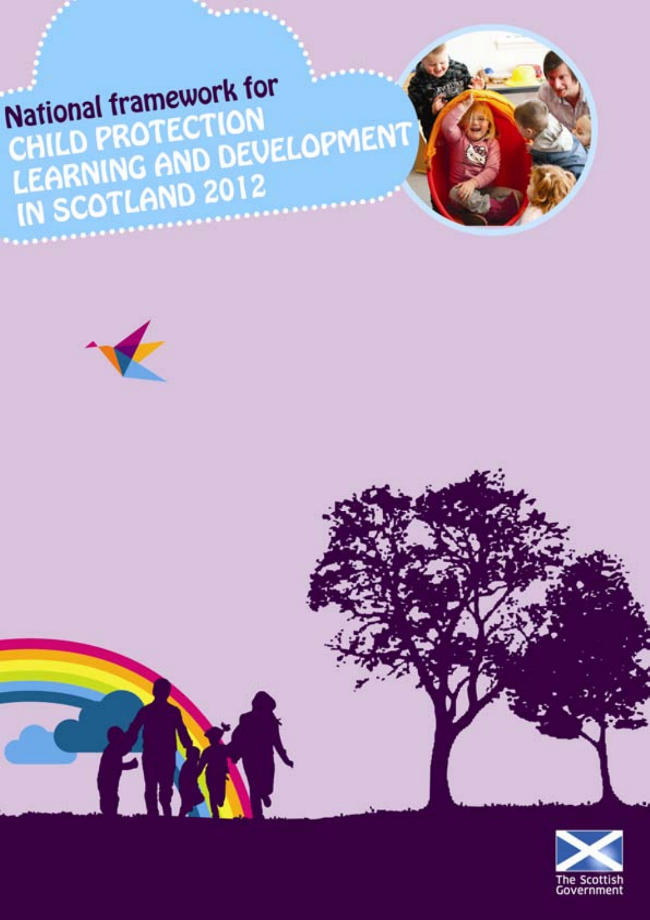# National framework for CHILD PROTECTION LEARNING AND DEVELOPMENT IN SCOTLAND 2012

The Scottish Government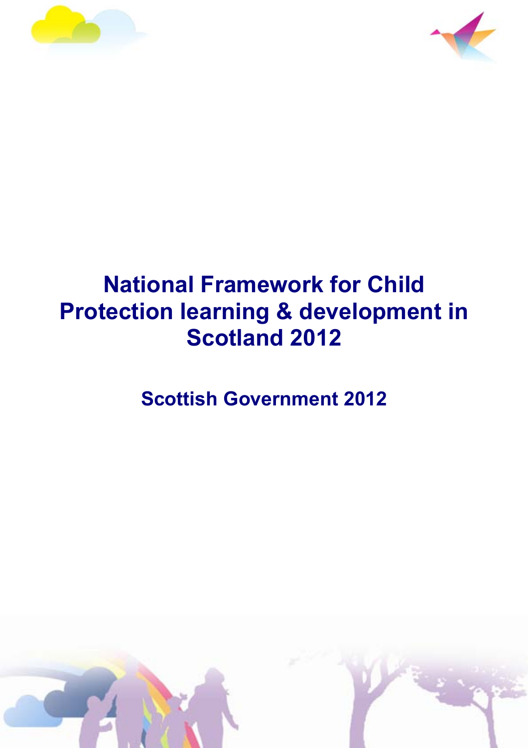# National Framework for Child Protection learning & development in Scotland 2012

## Scottish Government 2012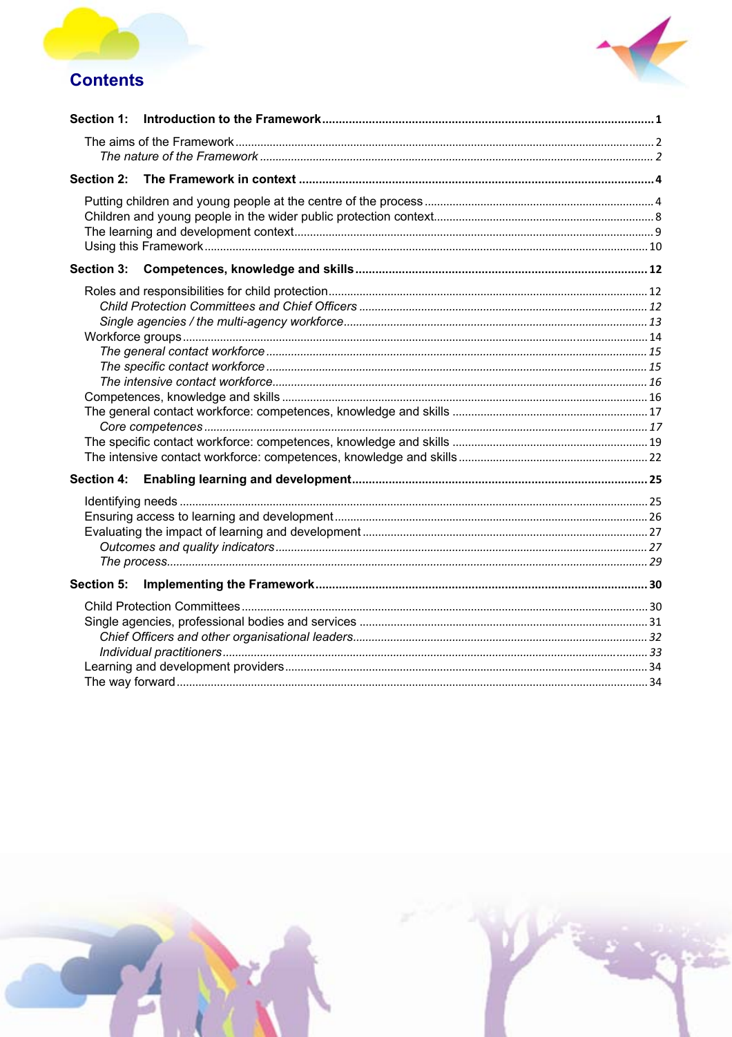# Contents

**Section 1: Introduction to the Framework** ..... 1

- The aims of the Framework ..... 2
  - *The nature of the Framework* ..... 2

**Section 2: The Framework in context** ..... 4

- Putting children and young people at the centre of the process ..... 4
- Children and young people in the wider public protection context ..... 8
- The learning and development context ..... 9
- Using this Framework ..... 10

**Section 3: Competences, knowledge and skills** ..... 12

- Roles and responsibilities for child protection ..... 12
  - *Child Protection Committees and Chief Officers* ..... 12
  - *Single agencies / the multi-agency workforce* ..... 13
- Workforce groups ..... 14
  - *The general contact workforce* ..... 15
  - *The specific contact workforce* ..... 15
  - *The intensive contact workforce* ..... 16
- Competences, knowledge and skills ..... 16
- The general contact workforce: competences, knowledge and skills ..... 17
  - *Core competences* ..... 17
- The specific contact workforce: competences, knowledge and skills ..... 19
- The intensive contact workforce: competences, knowledge and skills ..... 22

**Section 4: Enabling learning and development** ..... 25

- Identifying needs ..... 25
- Ensuring access to learning and development ..... 26
- Evaluating the impact of learning and development ..... 27
  - *Outcomes and quality indicators* ..... 27
  - *The process* ..... 29

**Section 5: Implementing the Framework** ..... 30

- Child Protection Committees ..... 30
- Single agencies, professional bodies and services ..... 31
  - *Chief Officers and other organisational leaders* ..... 32
  - *Individual practitioners* ..... 33
- Learning and development providers ..... 34
- The way forward ..... 34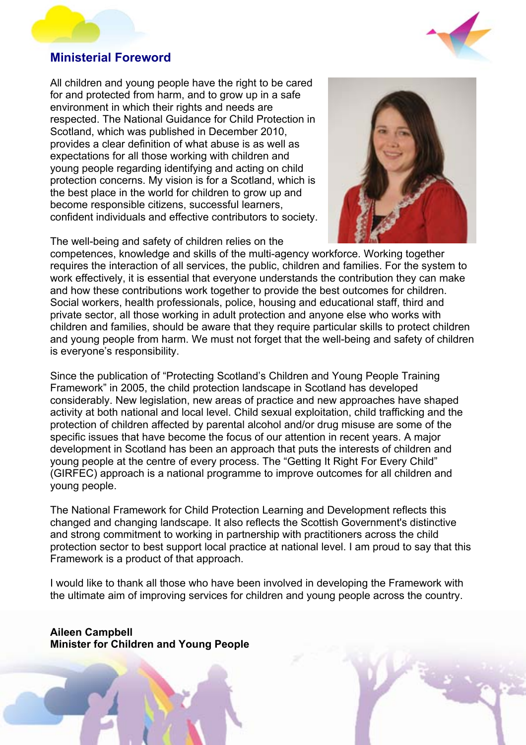## Ministerial Foreword

All children and young people have the right to be cared for and protected from harm, and to grow up in a safe environment in which their rights and needs are respected. The National Guidance for Child Protection in Scotland, which was published in December 2010, provides a clear definition of what abuse is as well as expectations for all those working with children and young people regarding identifying and acting on child protection concerns. My vision is for a Scotland, which is the best place in the world for children to grow up and become responsible citizens, successful learners, confident individuals and effective contributors to society.

The well-being and safety of children relies on the competences, knowledge and skills of the multi-agency workforce. Working together requires the interaction of all services, the public, children and families. For the system to work effectively, it is essential that everyone understands the contribution they can make and how these contributions work together to provide the best outcomes for children. Social workers, health professionals, police, housing and educational staff, third and private sector, all those working in adult protection and anyone else who works with children and families, should be aware that they require particular skills to protect children and young people from harm. We must not forget that the well-being and safety of children is everyone's responsibility.

Since the publication of "Protecting Scotland's Children and Young People Training Framework" in 2005, the child protection landscape in Scotland has developed considerably. New legislation, new areas of practice and new approaches have shaped activity at both national and local level. Child sexual exploitation, child trafficking and the protection of children affected by parental alcohol and/or drug misuse are some of the specific issues that have become the focus of our attention in recent years. A major development in Scotland has been an approach that puts the interests of children and young people at the centre of every process. The "Getting It Right For Every Child" (GIRFEC) approach is a national programme to improve outcomes for all children and young people.

The National Framework for Child Protection Learning and Development reflects this changed and changing landscape. It also reflects the Scottish Government's distinctive and strong commitment to working in partnership with practitioners across the child protection sector to best support local practice at national level. I am proud to say that this Framework is a product of that approach.

I would like to thank all those who have been involved in developing the Framework with the ultimate aim of improving services for children and young people across the country.

**Aileen Campbell**
**Minister for Children and Young People**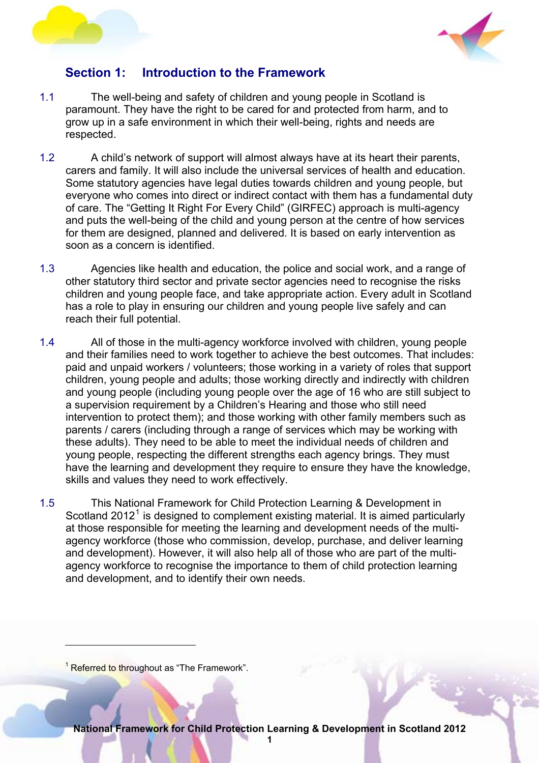## Section 1: Introduction to the Framework

1.1 The well-being and safety of children and young people in Scotland is paramount. They have the right to be cared for and protected from harm, and to grow up in a safe environment in which their well-being, rights and needs are respected.

1.2 A child's network of support will almost always have at its heart their parents, carers and family. It will also include the universal services of health and education. Some statutory agencies have legal duties towards children and young people, but everyone who comes into direct or indirect contact with them has a fundamental duty of care. The "Getting It Right For Every Child" (GIRFEC) approach is multi-agency and puts the well-being of the child and young person at the centre of how services for them are designed, planned and delivered. It is based on early intervention as soon as a concern is identified.

1.3 Agencies like health and education, the police and social work, and a range of other statutory third sector and private sector agencies need to recognise the risks children and young people face, and take appropriate action. Every adult in Scotland has a role to play in ensuring our children and young people live safely and can reach their full potential.

1.4 All of those in the multi-agency workforce involved with children, young people and their families need to work together to achieve the best outcomes. That includes: paid and unpaid workers / volunteers; those working in a variety of roles that support children, young people and adults; those working directly and indirectly with children and young people (including young people over the age of 16 who are still subject to a supervision requirement by a Children's Hearing and those who still need intervention to protect them); and those working with other family members such as parents / carers (including through a range of services which may be working with these adults). They need to be able to meet the individual needs of children and young people, respecting the different strengths each agency brings. They must have the learning and development they require to ensure they have the knowledge, skills and values they need to work effectively.

1.5 This National Framework for Child Protection Learning & Development in Scotland 2012[1] is designed to complement existing material. It is aimed particularly at those responsible for meeting the learning and development needs of the multi-agency workforce (those who commission, develop, purchase, and deliver learning and development). However, it will also help all of those who are part of the multi-agency workforce to recognise the importance to them of child protection learning and development, and to identify their own needs.

---

[1] Referred to throughout as "The Framework".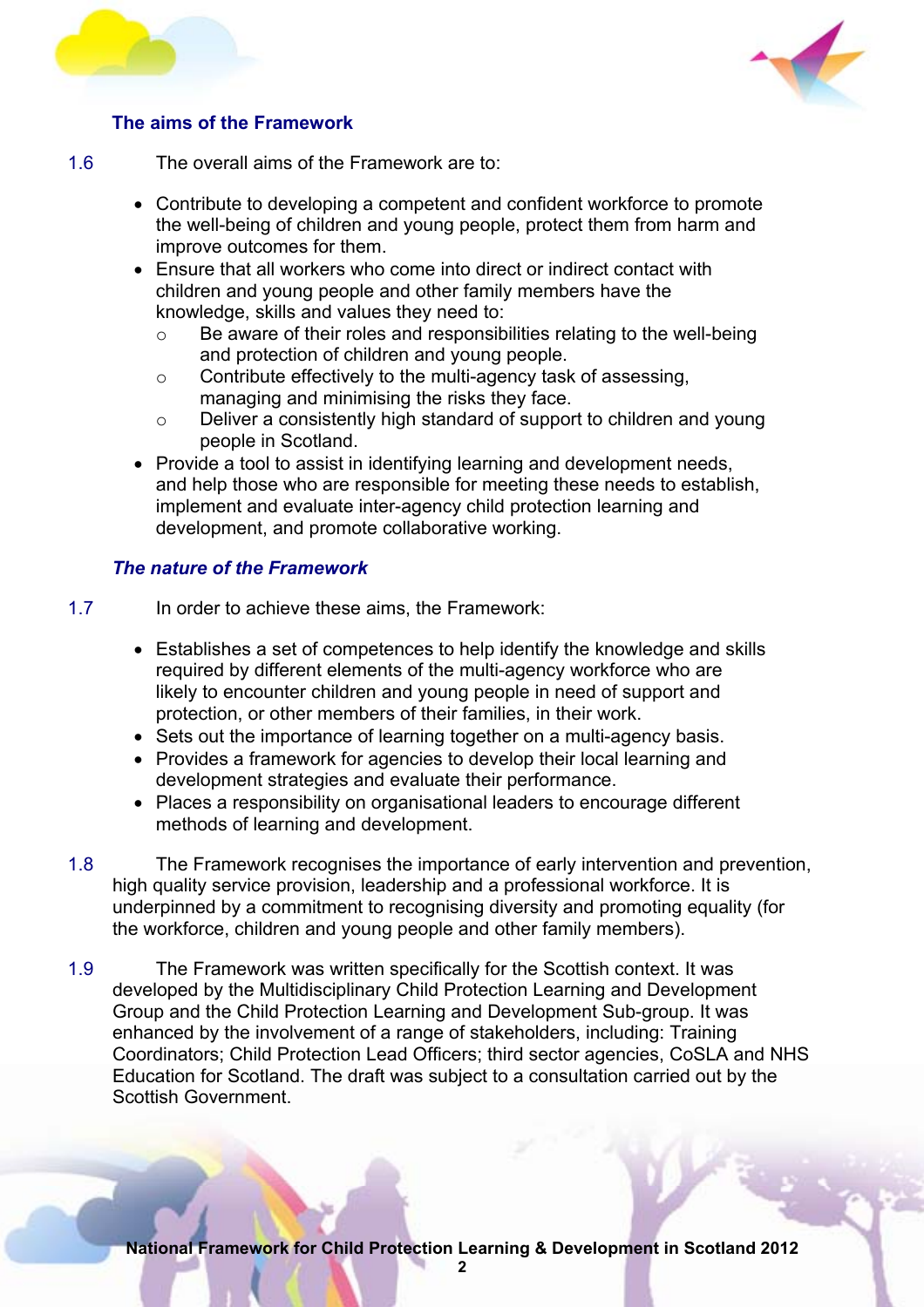### The aims of the Framework

1.6 The overall aims of the Framework are to:

- Contribute to developing a competent and confident workforce to promote the well-being of children and young people, protect them from harm and improve outcomes for them.
- Ensure that all workers who come into direct or indirect contact with children and young people and other family members have the knowledge, skills and values they need to:
  - Be aware of their roles and responsibilities relating to the well-being and protection of children and young people.
  - Contribute effectively to the multi-agency task of assessing, managing and minimising the risks they face.
  - Deliver a consistently high standard of support to children and young people in Scotland.
- Provide a tool to assist in identifying learning and development needs, and help those who are responsible for meeting these needs to establish, implement and evaluate inter-agency child protection learning and development, and promote collaborative working.

### *The nature of the Framework*

1.7 In order to achieve these aims, the Framework:

- Establishes a set of competences to help identify the knowledge and skills required by different elements of the multi-agency workforce who are likely to encounter children and young people in need of support and protection, or other members of their families, in their work.
- Sets out the importance of learning together on a multi-agency basis.
- Provides a framework for agencies to develop their local learning and development strategies and evaluate their performance.
- Places a responsibility on organisational leaders to encourage different methods of learning and development.

1.8 The Framework recognises the importance of early intervention and prevention, high quality service provision, leadership and a professional workforce. It is underpinned by a commitment to recognising diversity and promoting equality (for the workforce, children and young people and other family members).

1.9 The Framework was written specifically for the Scottish context. It was developed by the Multidisciplinary Child Protection Learning and Development Group and the Child Protection Learning and Development Sub-group. It was enhanced by the involvement of a range of stakeholders, including: Training Coordinators; Child Protection Lead Officers; third sector agencies, CoSLA and NHS Education for Scotland. The draft was subject to a consultation carried out by the Scottish Government.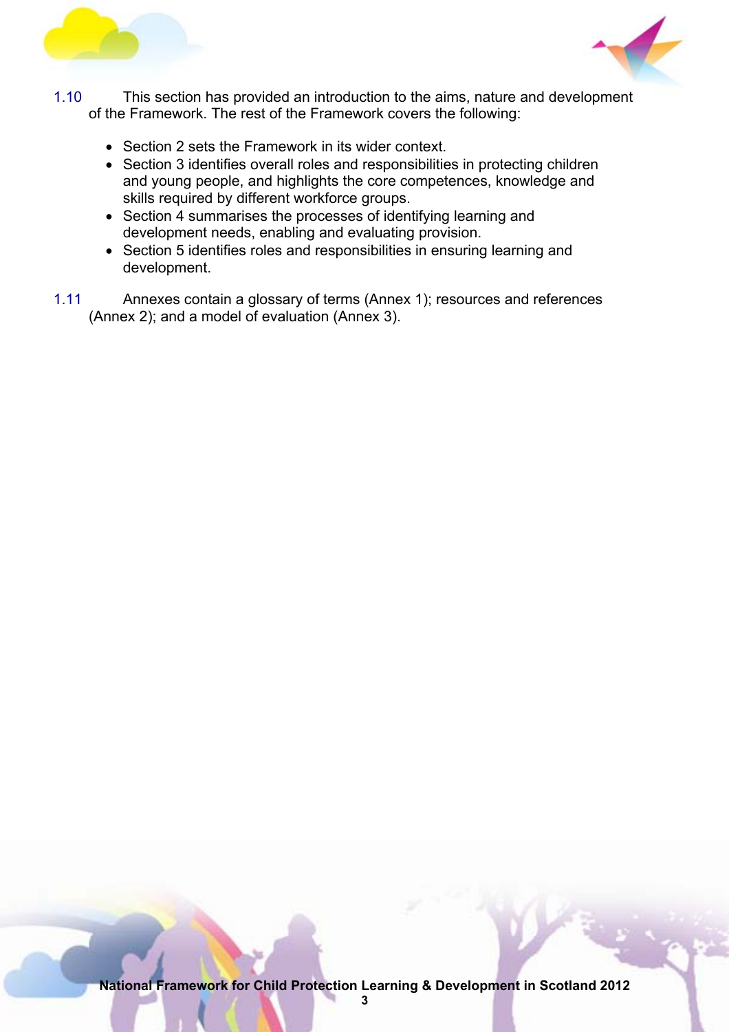1.10 This section has provided an introduction to the aims, nature and development of the Framework. The rest of the Framework covers the following:

- Section 2 sets the Framework in its wider context.
- Section 3 identifies overall roles and responsibilities in protecting children and young people, and highlights the core competences, knowledge and skills required by different workforce groups.
- Section 4 summarises the processes of identifying learning and development needs, enabling and evaluating provision.
- Section 5 identifies roles and responsibilities in ensuring learning and development.

1.11 Annexes contain a glossary of terms (Annex 1); resources and references (Annex 2); and a model of evaluation (Annex 3).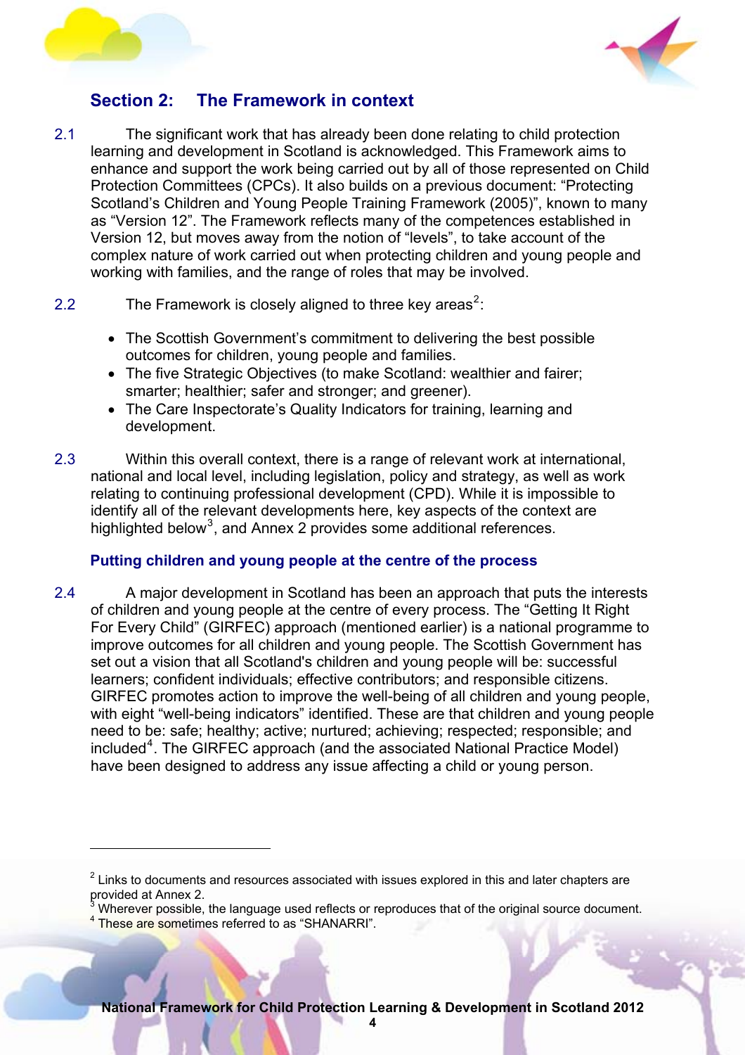## Section 2: The Framework in context

2.1 The significant work that has already been done relating to child protection learning and development in Scotland is acknowledged. This Framework aims to enhance and support the work being carried out by all of those represented on Child Protection Committees (CPCs). It also builds on a previous document: “Protecting Scotland’s Children and Young People Training Framework (2005)”, known to many as “Version 12”. The Framework reflects many of the competences established in Version 12, but moves away from the notion of “levels”, to take account of the complex nature of work carried out when protecting children and young people and working with families, and the range of roles that may be involved.

2.2 The Framework is closely aligned to three key areas[2]:

- The Scottish Government’s commitment to delivering the best possible outcomes for children, young people and families.
- The five Strategic Objectives (to make Scotland: wealthier and fairer; smarter; healthier; safer and stronger; and greener).
- The Care Inspectorate’s Quality Indicators for training, learning and development.

2.3 Within this overall context, there is a range of relevant work at international, national and local level, including legislation, policy and strategy, as well as work relating to continuing professional development (CPD). While it is impossible to identify all of the relevant developments here, key aspects of the context are highlighted below[3], and Annex 2 provides some additional references.

### Putting children and young people at the centre of the process

2.4 A major development in Scotland has been an approach that puts the interests of children and young people at the centre of every process. The “Getting It Right For Every Child” (GIRFEC) approach (mentioned earlier) is a national programme to improve outcomes for all children and young people. The Scottish Government has set out a vision that all Scotland's children and young people will be: successful learners; confident individuals; effective contributors; and responsible citizens. GIRFEC promotes action to improve the well-being of all children and young people, with eight “well-being indicators” identified. These are that children and young people need to be: safe; healthy; active; nurtured; achieving; respected; responsible; and included[4]. The GIRFEC approach (and the associated National Practice Model) have been designed to address any issue affecting a child or young person.

---

[2] Links to documents and resources associated with issues explored in this and later chapters are provided at Annex 2.

[3] Wherever possible, the language used reflects or reproduces that of the original source document.

[4] These are sometimes referred to as “SHANARRI”.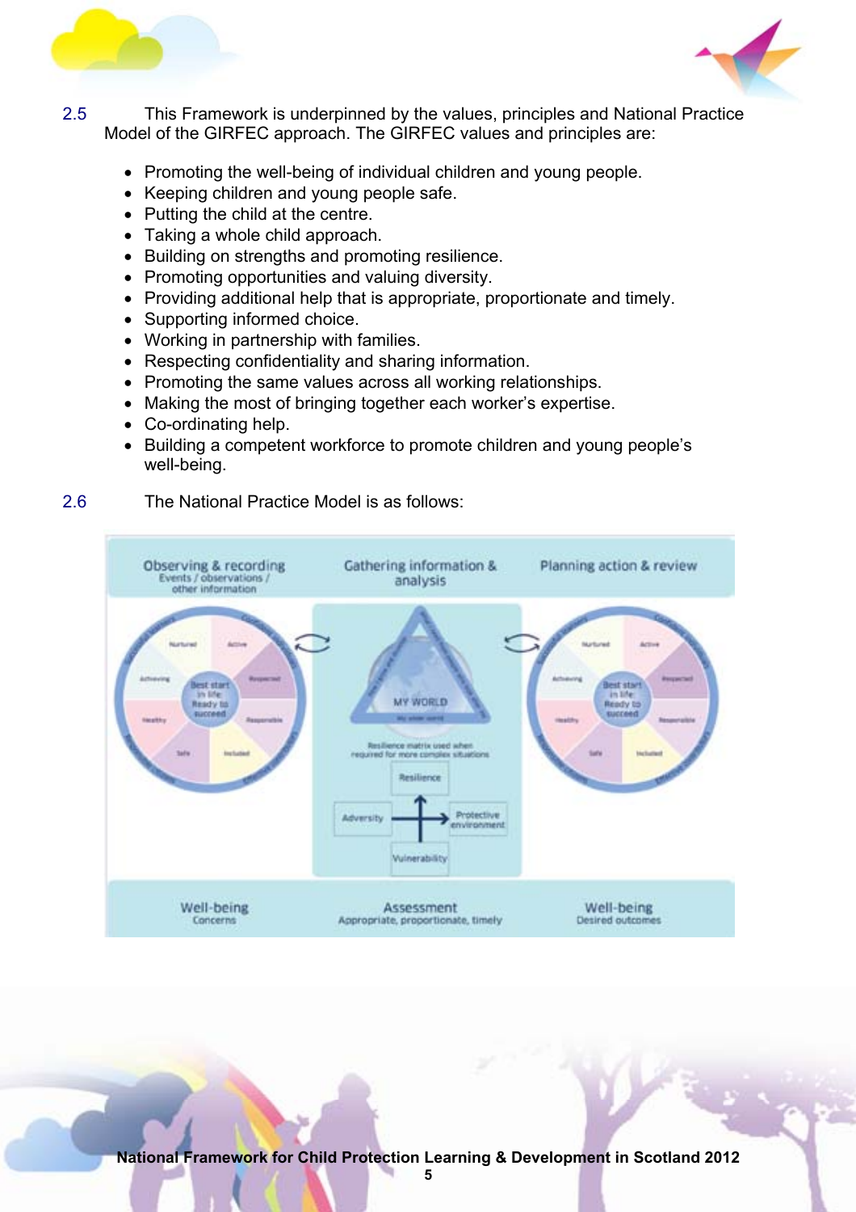2.5 This Framework is underpinned by the values, principles and National Practice Model of the GIRFEC approach. The GIRFEC values and principles are:

- Promoting the well-being of individual children and young people.
- Keeping children and young people safe.
- Putting the child at the centre.
- Taking a whole child approach.
- Building on strengths and promoting resilience.
- Promoting opportunities and valuing diversity.
- Providing additional help that is appropriate, proportionate and timely.
- Supporting informed choice.
- Working in partnership with families.
- Respecting confidentiality and sharing information.
- Promoting the same values across all working relationships.
- Making the most of bringing together each worker's expertise.
- Co-ordinating help.
- Building a competent workforce to promote children and young people's well-being.

2.6 The National Practice Model is as follows:

| Observing & recording<br>Events / observations / other information | Gathering information & analysis | Planning action & review |
| --- | --- | --- |
| Well-being wheel: Best start in life: Ready to succeed (Nurtured, Active, Respected, Responsible, Included, Safe, Healthy, Achieving) | MY WORLD triangle<br>Resilience matrix used when required for more complex situations (Resilience, Adversity, Protective environment, Vulnerability) | Well-being wheel: Best start in life: Ready to succeed (Nurtured, Active, Respected, Responsible, Included, Safe, Healthy, Achieving) |
| Well-being<br>Concerns | Assessment<br>Appropriate, proportionate, timely | Well-being<br>Desired outcomes |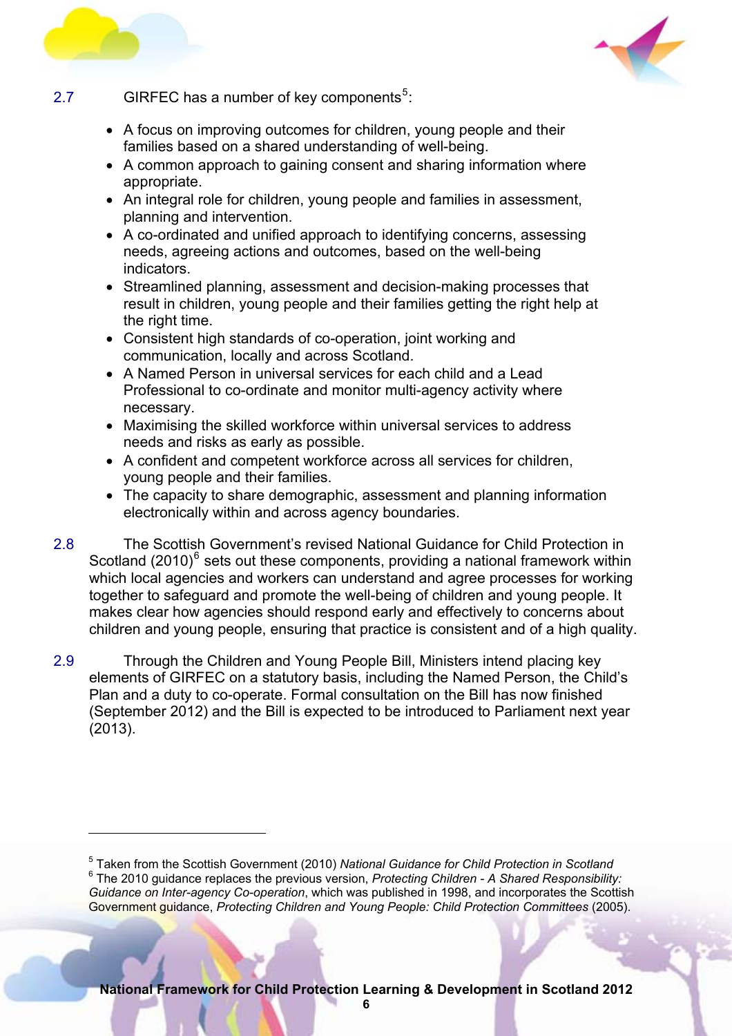2.7 GIRFEC has a number of key components[5]:

- A focus on improving outcomes for children, young people and their families based on a shared understanding of well-being.
- A common approach to gaining consent and sharing information where appropriate.
- An integral role for children, young people and families in assessment, planning and intervention.
- A co-ordinated and unified approach to identifying concerns, assessing needs, agreeing actions and outcomes, based on the well-being indicators.
- Streamlined planning, assessment and decision-making processes that result in children, young people and their families getting the right help at the right time.
- Consistent high standards of co-operation, joint working and communication, locally and across Scotland.
- A Named Person in universal services for each child and a Lead Professional to co-ordinate and monitor multi-agency activity where necessary.
- Maximising the skilled workforce within universal services to address needs and risks as early as possible.
- A confident and competent workforce across all services for children, young people and their families.
- The capacity to share demographic, assessment and planning information electronically within and across agency boundaries.

2.8 The Scottish Government's revised National Guidance for Child Protection in Scotland (2010)[6] sets out these components, providing a national framework within which local agencies and workers can understand and agree processes for working together to safeguard and promote the well-being of children and young people. It makes clear how agencies should respond early and effectively to concerns about children and young people, ensuring that practice is consistent and of a high quality.

2.9 Through the Children and Young People Bill, Ministers intend placing key elements of GIRFEC on a statutory basis, including the Named Person, the Child's Plan and a duty to co-operate. Formal consultation on the Bill has now finished (September 2012) and the Bill is expected to be introduced to Parliament next year (2013).

---

[5] Taken from the Scottish Government (2010) *National Guidance for Child Protection in Scotland*

[6] The 2010 guidance replaces the previous version, *Protecting Children - A Shared Responsibility: Guidance on Inter-agency Co-operation*, which was published in 1998, and incorporates the Scottish Government guidance, *Protecting Children and Young People: Child Protection Committees* (2005).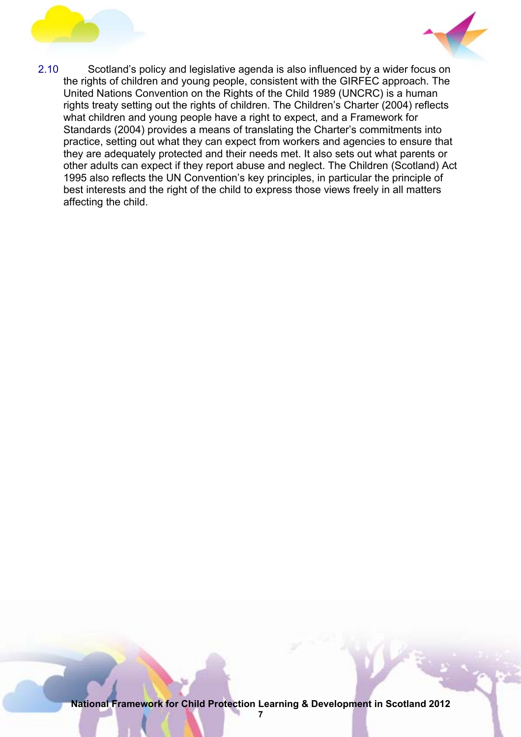2.10 Scotland's policy and legislative agenda is also influenced by a wider focus on the rights of children and young people, consistent with the GIRFEC approach. The United Nations Convention on the Rights of the Child 1989 (UNCRC) is a human rights treaty setting out the rights of children. The Children's Charter (2004) reflects what children and young people have a right to expect, and a Framework for Standards (2004) provides a means of translating the Charter's commitments into practice, setting out what they can expect from workers and agencies to ensure that they are adequately protected and their needs met. It also sets out what parents or other adults can expect if they report abuse and neglect. The Children (Scotland) Act 1995 also reflects the UN Convention's key principles, in particular the principle of best interests and the right of the child to express those views freely in all matters affecting the child.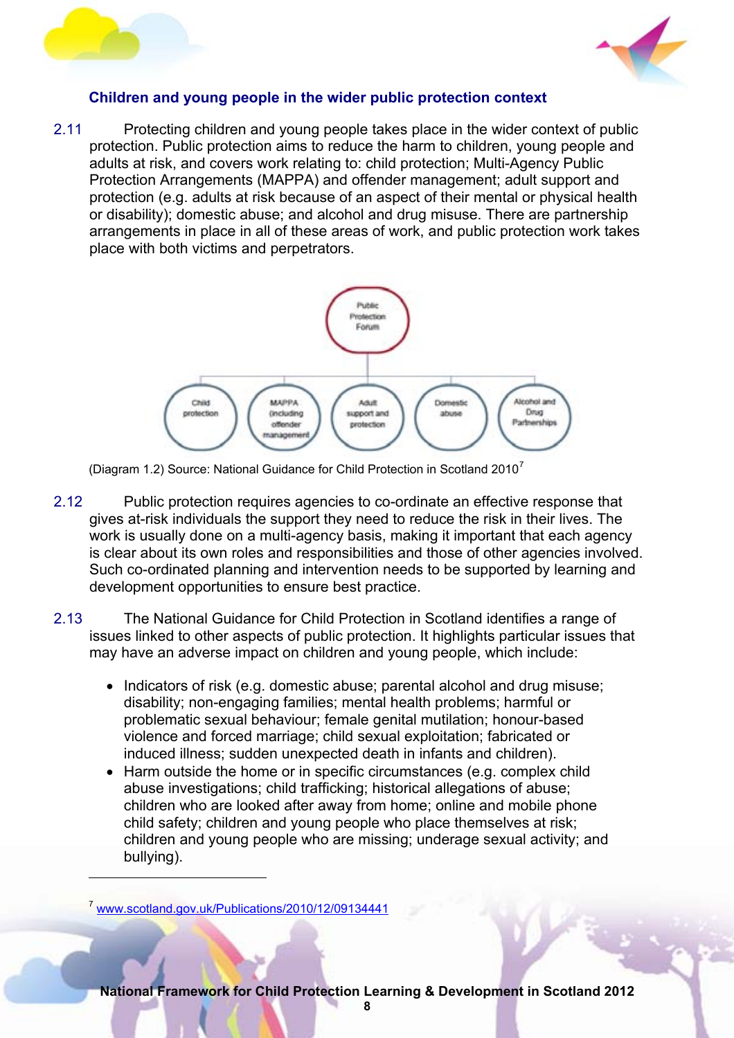### Children and young people in the wider public protection context

2.11 Protecting children and young people takes place in the wider context of public protection. Public protection aims to reduce the harm to children, young people and adults at risk, and covers work relating to: child protection; Multi-Agency Public Protection Arrangements (MAPPA) and offender management; adult support and protection (e.g. adults at risk because of an aspect of their mental or physical health or disability); domestic abuse; and alcohol and drug misuse. There are partnership arrangements in place in all of these areas of work, and public protection work takes place with both victims and perpetrators.

Public Protection Forum

- Child protection
- MAPPA (including offender management)
- Adult support and protection
- Domestic abuse
- Alcohol and Drug Partnerships

(Diagram 1.2) Source: National Guidance for Child Protection in Scotland 2010[7]

2.12 Public protection requires agencies to co-ordinate an effective response that gives at-risk individuals the support they need to reduce the risk in their lives. The work is usually done on a multi-agency basis, making it important that each agency is clear about its own roles and responsibilities and those of other agencies involved. Such co-ordinated planning and intervention needs to be supported by learning and development opportunities to ensure best practice.

2.13 The National Guidance for Child Protection in Scotland identifies a range of issues linked to other aspects of public protection. It highlights particular issues that may have an adverse impact on children and young people, which include:

- Indicators of risk (e.g. domestic abuse; parental alcohol and drug misuse; disability; non-engaging families; mental health problems; harmful or problematic sexual behaviour; female genital mutilation; honour-based violence and forced marriage; child sexual exploitation; fabricated or induced illness; sudden unexpected death in infants and children).
- Harm outside the home or in specific circumstances (e.g. complex child abuse investigations; child trafficking; historical allegations of abuse; children who are looked after away from home; online and mobile phone child safety; children and young people who place themselves at risk; children and young people who are missing; underage sexual activity; and bullying).

[7] www.scotland.gov.uk/Publications/2010/12/09134441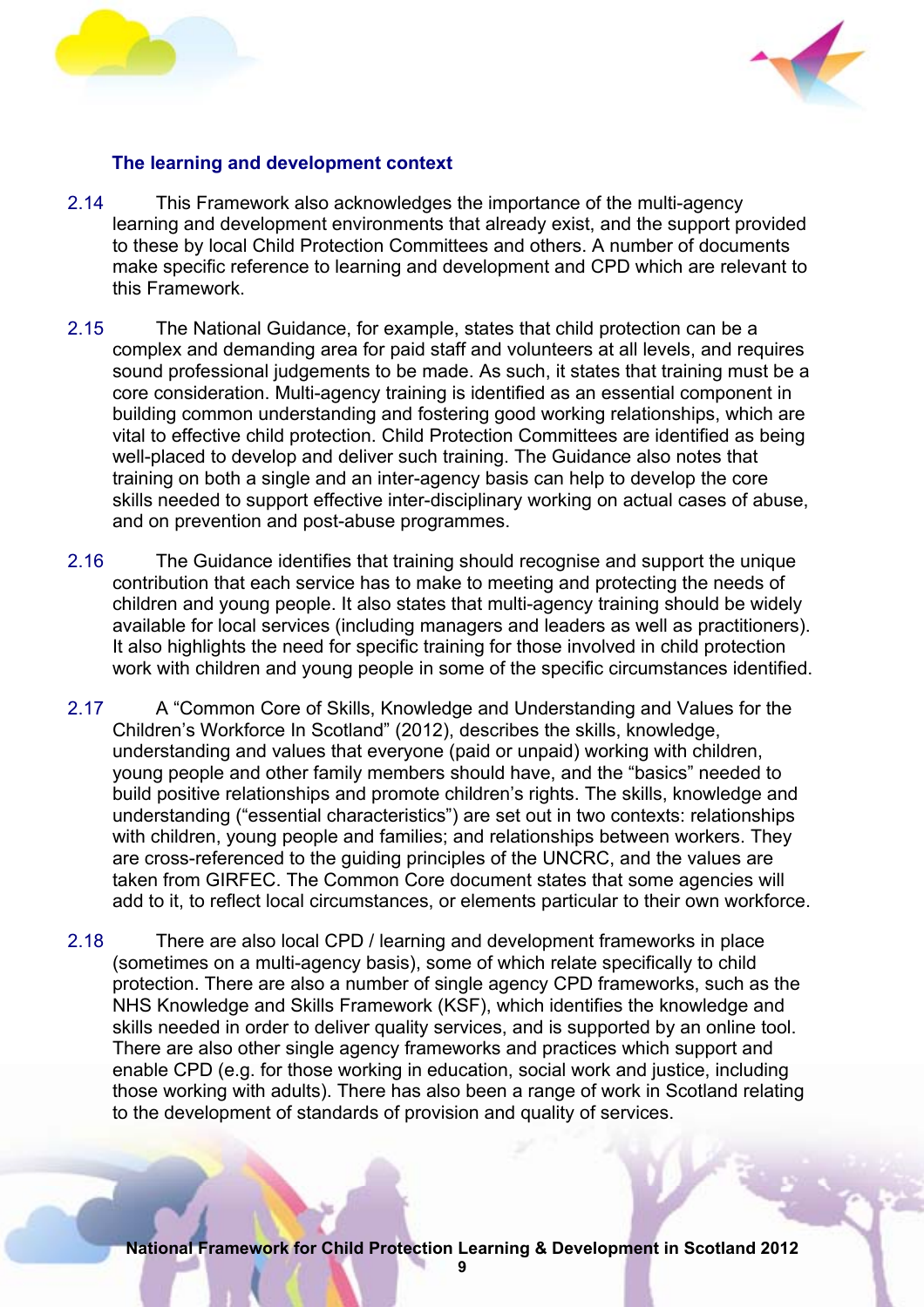### The learning and development context

2.14 This Framework also acknowledges the importance of the multi-agency learning and development environments that already exist, and the support provided to these by local Child Protection Committees and others. A number of documents make specific reference to learning and development and CPD which are relevant to this Framework.

2.15 The National Guidance, for example, states that child protection can be a complex and demanding area for paid staff and volunteers at all levels, and requires sound professional judgements to be made. As such, it states that training must be a core consideration. Multi-agency training is identified as an essential component in building common understanding and fostering good working relationships, which are vital to effective child protection. Child Protection Committees are identified as being well-placed to develop and deliver such training. The Guidance also notes that training on both a single and an inter-agency basis can help to develop the core skills needed to support effective inter-disciplinary working on actual cases of abuse, and on prevention and post-abuse programmes.

2.16 The Guidance identifies that training should recognise and support the unique contribution that each service has to make to meeting and protecting the needs of children and young people. It also states that multi-agency training should be widely available for local services (including managers and leaders as well as practitioners). It also highlights the need for specific training for those involved in child protection work with children and young people in some of the specific circumstances identified.

2.17 A "Common Core of Skills, Knowledge and Understanding and Values for the Children's Workforce In Scotland" (2012), describes the skills, knowledge, understanding and values that everyone (paid or unpaid) working with children, young people and other family members should have, and the "basics" needed to build positive relationships and promote children's rights. The skills, knowledge and understanding ("essential characteristics") are set out in two contexts: relationships with children, young people and families; and relationships between workers. They are cross-referenced to the guiding principles of the UNCRC, and the values are taken from GIRFEC. The Common Core document states that some agencies will add to it, to reflect local circumstances, or elements particular to their own workforce.

2.18 There are also local CPD / learning and development frameworks in place (sometimes on a multi-agency basis), some of which relate specifically to child protection. There are also a number of single agency CPD frameworks, such as the NHS Knowledge and Skills Framework (KSF), which identifies the knowledge and skills needed in order to deliver quality services, and is supported by an online tool. There are also other single agency frameworks and practices which support and enable CPD (e.g. for those working in education, social work and justice, including those working with adults). There has also been a range of work in Scotland relating to the development of standards of provision and quality of services.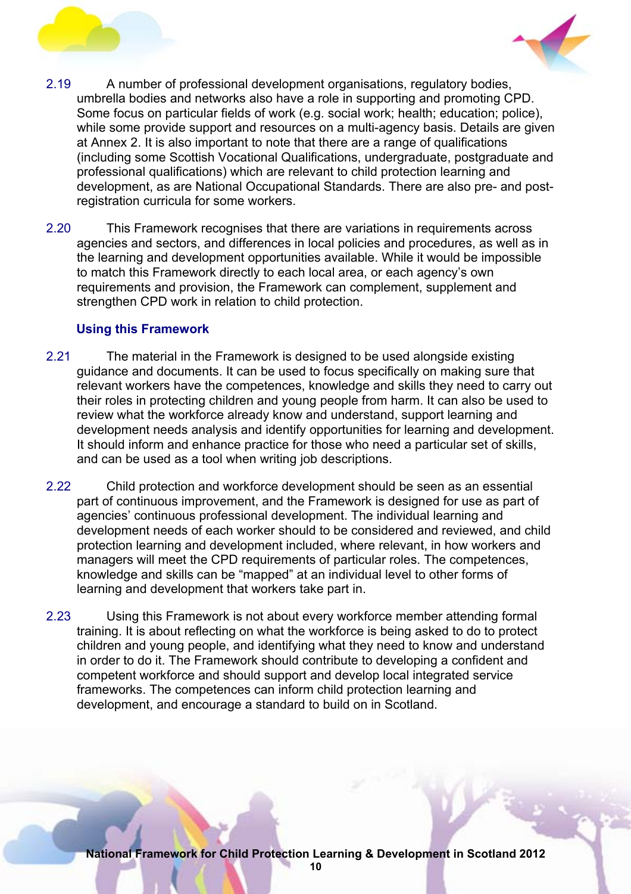2.19 A number of professional development organisations, regulatory bodies, umbrella bodies and networks also have a role in supporting and promoting CPD. Some focus on particular fields of work (e.g. social work; health; education; police), while some provide support and resources on a multi-agency basis. Details are given at Annex 2. It is also important to note that there are a range of qualifications (including some Scottish Vocational Qualifications, undergraduate, postgraduate and professional qualifications) which are relevant to child protection learning and development, as are National Occupational Standards. There are also pre- and post-registration curricula for some workers.

2.20 This Framework recognises that there are variations in requirements across agencies and sectors, and differences in local policies and procedures, as well as in the learning and development opportunities available. While it would be impossible to match this Framework directly to each local area, or each agency's own requirements and provision, the Framework can complement, supplement and strengthen CPD work in relation to child protection.

### Using this Framework

2.21 The material in the Framework is designed to be used alongside existing guidance and documents. It can be used to focus specifically on making sure that relevant workers have the competences, knowledge and skills they need to carry out their roles in protecting children and young people from harm. It can also be used to review what the workforce already know and understand, support learning and development needs analysis and identify opportunities for learning and development. It should inform and enhance practice for those who need a particular set of skills, and can be used as a tool when writing job descriptions.

2.22 Child protection and workforce development should be seen as an essential part of continuous improvement, and the Framework is designed for use as part of agencies' continuous professional development. The individual learning and development needs of each worker should to be considered and reviewed, and child protection learning and development included, where relevant, in how workers and managers will meet the CPD requirements of particular roles. The competences, knowledge and skills can be "mapped" at an individual level to other forms of learning and development that workers take part in.

2.23 Using this Framework is not about every workforce member attending formal training. It is about reflecting on what the workforce is being asked to do to protect children and young people, and identifying what they need to know and understand in order to do it. The Framework should contribute to developing a confident and competent workforce and should support and develop local integrated service frameworks. The competences can inform child protection learning and development, and encourage a standard to build on in Scotland.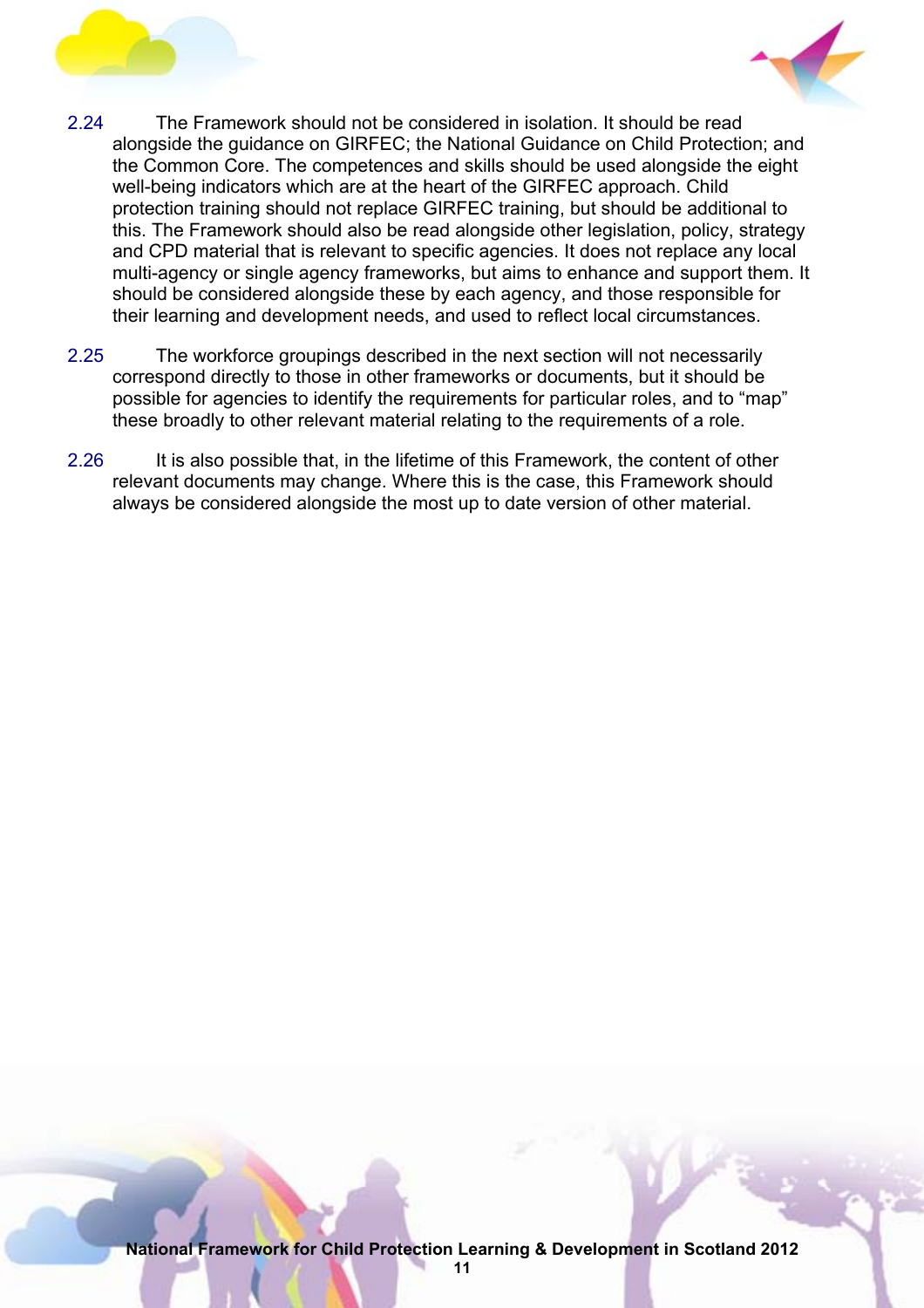2.24 The Framework should not be considered in isolation. It should be read alongside the guidance on GIRFEC; the National Guidance on Child Protection; and the Common Core. The competences and skills should be used alongside the eight well-being indicators which are at the heart of the GIRFEC approach. Child protection training should not replace GIRFEC training, but should be additional to this. The Framework should also be read alongside other legislation, policy, strategy and CPD material that is relevant to specific agencies. It does not replace any local multi-agency or single agency frameworks, but aims to enhance and support them. It should be considered alongside these by each agency, and those responsible for their learning and development needs, and used to reflect local circumstances.

2.25 The workforce groupings described in the next section will not necessarily correspond directly to those in other frameworks or documents, but it should be possible for agencies to identify the requirements for particular roles, and to "map" these broadly to other relevant material relating to the requirements of a role.

2.26 It is also possible that, in the lifetime of this Framework, the content of other relevant documents may change. Where this is the case, this Framework should always be considered alongside the most up to date version of other material.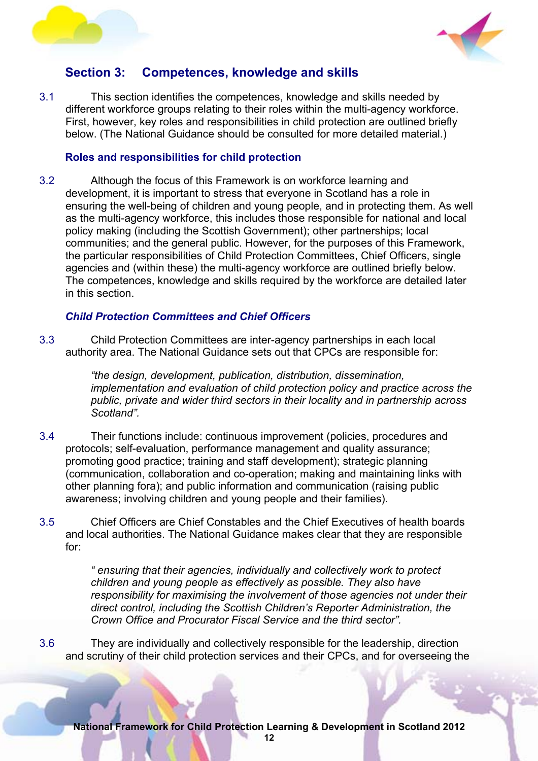## Section 3: Competences, knowledge and skills

3.1 This section identifies the competences, knowledge and skills needed by different workforce groups relating to their roles within the multi-agency workforce. First, however, key roles and responsibilities in child protection are outlined briefly below. (The National Guidance should be consulted for more detailed material.)

### Roles and responsibilities for child protection

3.2 Although the focus of this Framework is on workforce learning and development, it is important to stress that everyone in Scotland has a role in ensuring the well-being of children and young people, and in protecting them. As well as the multi-agency workforce, this includes those responsible for national and local policy making (including the Scottish Government); other partnerships; local communities; and the general public. However, for the purposes of this Framework, the particular responsibilities of Child Protection Committees, Chief Officers, single agencies and (within these) the multi-agency workforce are outlined briefly below. The competences, knowledge and skills required by the workforce are detailed later in this section.

#### *Child Protection Committees and Chief Officers*

3.3 Child Protection Committees are inter-agency partnerships in each local authority area. The National Guidance sets out that CPCs are responsible for:

> *"the design, development, publication, distribution, dissemination, implementation and evaluation of child protection policy and practice across the public, private and wider third sectors in their locality and in partnership across Scotland".*

3.4 Their functions include: continuous improvement (policies, procedures and protocols; self-evaluation, performance management and quality assurance; promoting good practice; training and staff development); strategic planning (communication, collaboration and co-operation; making and maintaining links with other planning fora); and public information and communication (raising public awareness; involving children and young people and their families).

3.5 Chief Officers are Chief Constables and the Chief Executives of health boards and local authorities. The National Guidance makes clear that they are responsible for:

> *" ensuring that their agencies, individually and collectively work to protect children and young people as effectively as possible. They also have responsibility for maximising the involvement of those agencies not under their direct control, including the Scottish Children's Reporter Administration, the Crown Office and Procurator Fiscal Service and the third sector".*

3.6 They are individually and collectively responsible for the leadership, direction and scrutiny of their child protection services and their CPCs, and for overseeing the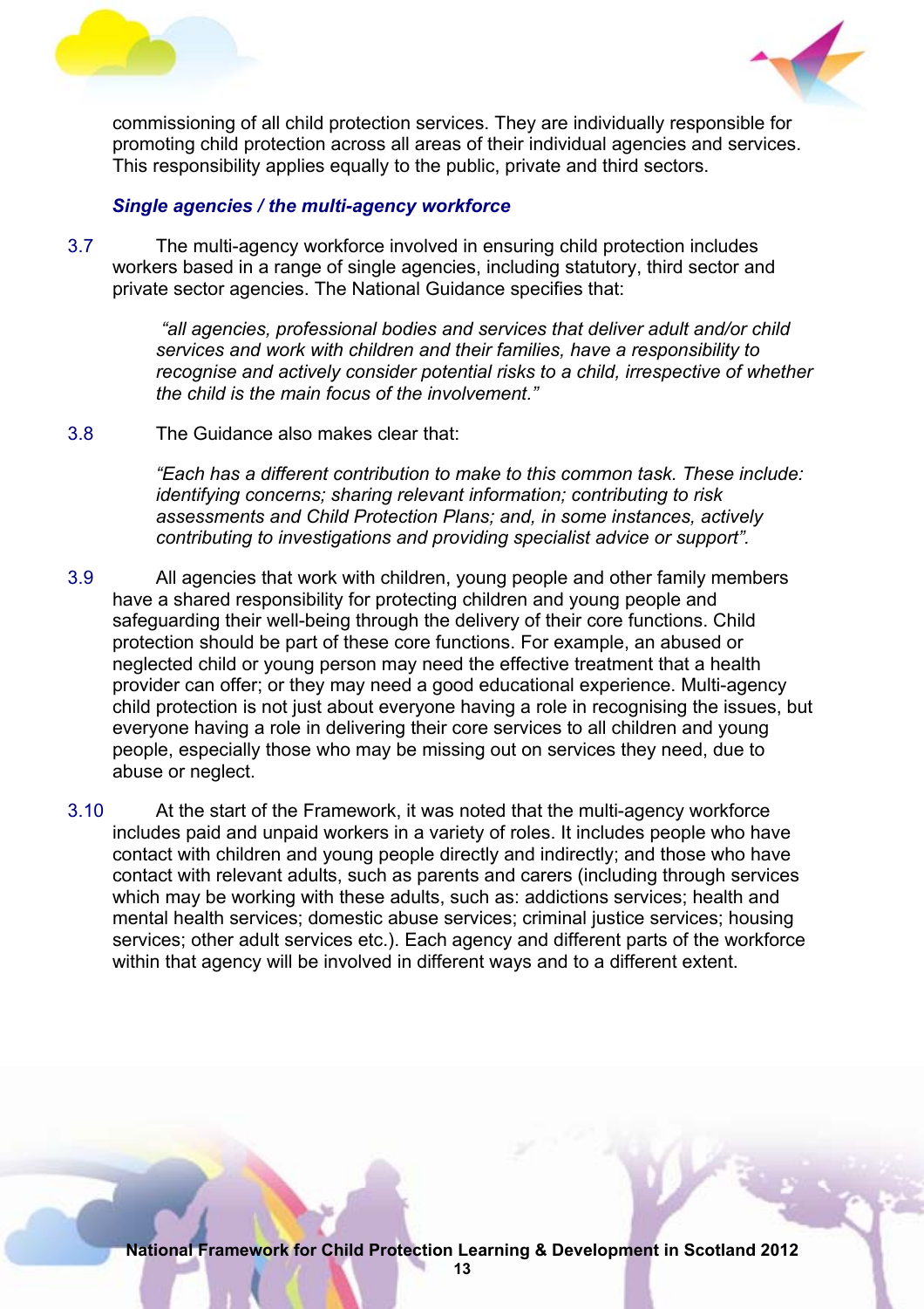commissioning of all child protection services. They are individually responsible for promoting child protection across all areas of their individual agencies and services. This responsibility applies equally to the public, private and third sectors.

### *Single agencies / the multi-agency workforce*

3.7 The multi-agency workforce involved in ensuring child protection includes workers based in a range of single agencies, including statutory, third sector and private sector agencies. The National Guidance specifies that:

> *"all agencies, professional bodies and services that deliver adult and/or child services and work with children and their families, have a responsibility to recognise and actively consider potential risks to a child, irrespective of whether the child is the main focus of the involvement."*

3.8 The Guidance also makes clear that:

> *"Each has a different contribution to make to this common task. These include: identifying concerns; sharing relevant information; contributing to risk assessments and Child Protection Plans; and, in some instances, actively contributing to investigations and providing specialist advice or support".*

3.9 All agencies that work with children, young people and other family members have a shared responsibility for protecting children and young people and safeguarding their well-being through the delivery of their core functions. Child protection should be part of these core functions. For example, an abused or neglected child or young person may need the effective treatment that a health provider can offer; or they may need a good educational experience. Multi-agency child protection is not just about everyone having a role in recognising the issues, but everyone having a role in delivering their core services to all children and young people, especially those who may be missing out on services they need, due to abuse or neglect.

3.10 At the start of the Framework, it was noted that the multi-agency workforce includes paid and unpaid workers in a variety of roles. It includes people who have contact with children and young people directly and indirectly; and those who have contact with relevant adults, such as parents and carers (including through services which may be working with these adults, such as: addictions services; health and mental health services; domestic abuse services; criminal justice services; housing services; other adult services etc.). Each agency and different parts of the workforce within that agency will be involved in different ways and to a different extent.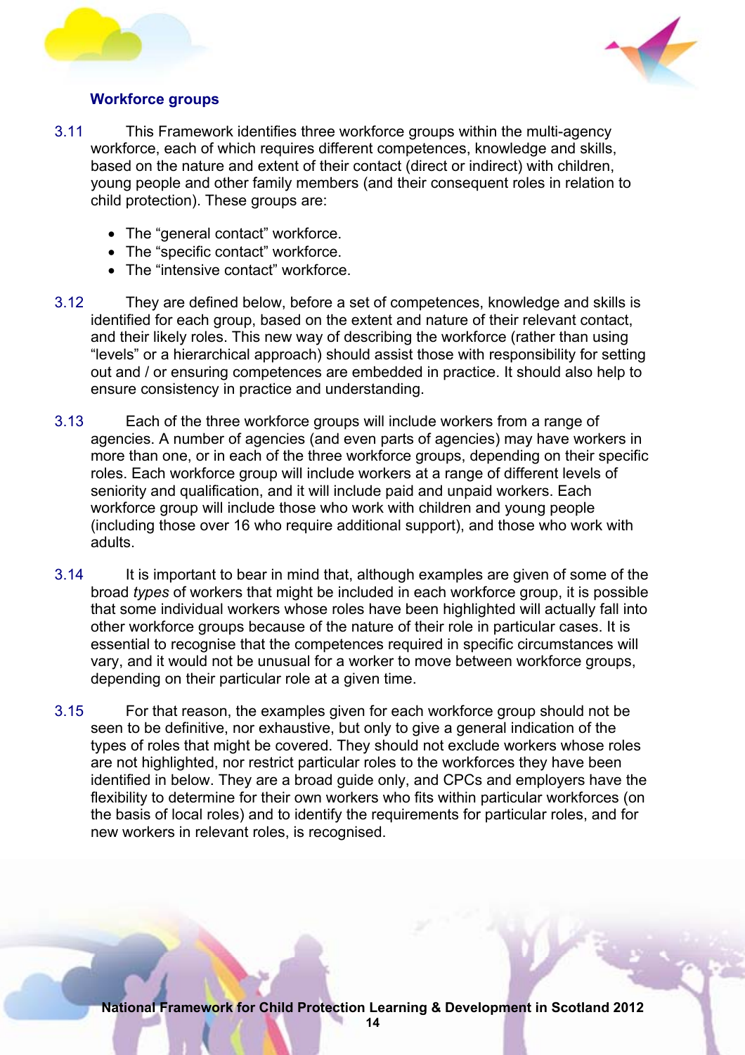### Workforce groups

3.11 This Framework identifies three workforce groups within the multi-agency workforce, each of which requires different competences, knowledge and skills, based on the nature and extent of their contact (direct or indirect) with children, young people and other family members (and their consequent roles in relation to child protection). These groups are:

- The "general contact" workforce.
- The "specific contact" workforce.
- The "intensive contact" workforce.

3.12 They are defined below, before a set of competences, knowledge and skills is identified for each group, based on the extent and nature of their relevant contact, and their likely roles. This new way of describing the workforce (rather than using "levels" or a hierarchical approach) should assist those with responsibility for setting out and / or ensuring competences are embedded in practice. It should also help to ensure consistency in practice and understanding.

3.13 Each of the three workforce groups will include workers from a range of agencies. A number of agencies (and even parts of agencies) may have workers in more than one, or in each of the three workforce groups, depending on their specific roles. Each workforce group will include workers at a range of different levels of seniority and qualification, and it will include paid and unpaid workers. Each workforce group will include those who work with children and young people (including those over 16 who require additional support), and those who work with adults.

3.14 It is important to bear in mind that, although examples are given of some of the broad *types* of workers that might be included in each workforce group, it is possible that some individual workers whose roles have been highlighted will actually fall into other workforce groups because of the nature of their role in particular cases. It is essential to recognise that the competences required in specific circumstances will vary, and it would not be unusual for a worker to move between workforce groups, depending on their particular role at a given time.

3.15 For that reason, the examples given for each workforce group should not be seen to be definitive, nor exhaustive, but only to give a general indication of the types of roles that might be covered. They should not exclude workers whose roles are not highlighted, nor restrict particular roles to the workforces they have been identified in below. They are a broad guide only, and CPCs and employers have the flexibility to determine for their own workers who fits within particular workforces (on the basis of local roles) and to identify the requirements for particular roles, and for new workers in relevant roles, is recognised.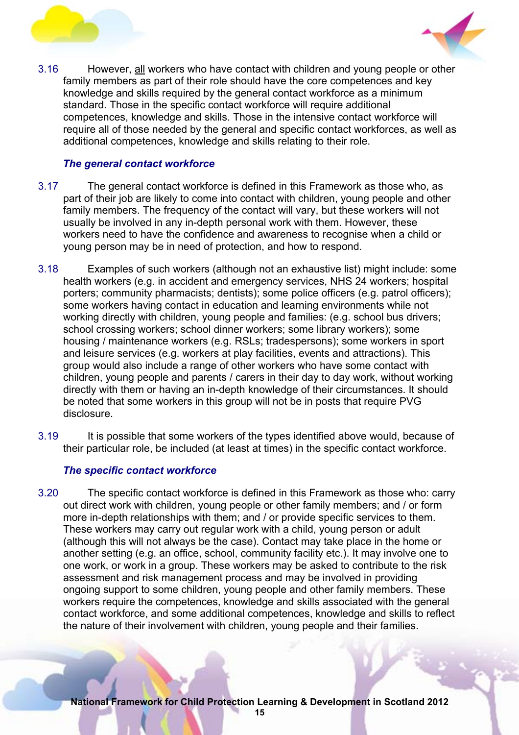3.16 However, all workers who have contact with children and young people or other family members as part of their role should have the core competences and key knowledge and skills required by the general contact workforce as a minimum standard. Those in the specific contact workforce will require additional competences, knowledge and skills. Those in the intensive contact workforce will require all of those needed by the general and specific contact workforces, as well as additional competences, knowledge and skills relating to their role.

### *The general contact workforce*

3.17 The general contact workforce is defined in this Framework as those who, as part of their job are likely to come into contact with children, young people and other family members. The frequency of the contact will vary, but these workers will not usually be involved in any in-depth personal work with them. However, these workers need to have the confidence and awareness to recognise when a child or young person may be in need of protection, and how to respond.

3.18 Examples of such workers (although not an exhaustive list) might include: some health workers (e.g. in accident and emergency services, NHS 24 workers; hospital porters; community pharmacists; dentists); some police officers (e.g. patrol officers); some workers having contact in education and learning environments while not working directly with children, young people and families: (e.g. school bus drivers; school crossing workers; school dinner workers; some library workers); some housing / maintenance workers (e.g. RSLs; tradespersons); some workers in sport and leisure services (e.g. workers at play facilities, events and attractions). This group would also include a range of other workers who have some contact with children, young people and parents / carers in their day to day work, without working directly with them or having an in-depth knowledge of their circumstances. It should be noted that some workers in this group will not be in posts that require PVG disclosure.

3.19 It is possible that some workers of the types identified above would, because of their particular role, be included (at least at times) in the specific contact workforce.

### *The specific contact workforce*

3.20 The specific contact workforce is defined in this Framework as those who: carry out direct work with children, young people or other family members; and / or form more in-depth relationships with them; and / or provide specific services to them. These workers may carry out regular work with a child, young person or adult (although this will not always be the case). Contact may take place in the home or another setting (e.g. an office, school, community facility etc.). It may involve one to one work, or work in a group. These workers may be asked to contribute to the risk assessment and risk management process and may be involved in providing ongoing support to some children, young people and other family members. These workers require the competences, knowledge and skills associated with the general contact workforce, and some additional competences, knowledge and skills to reflect the nature of their involvement with children, young people and their families.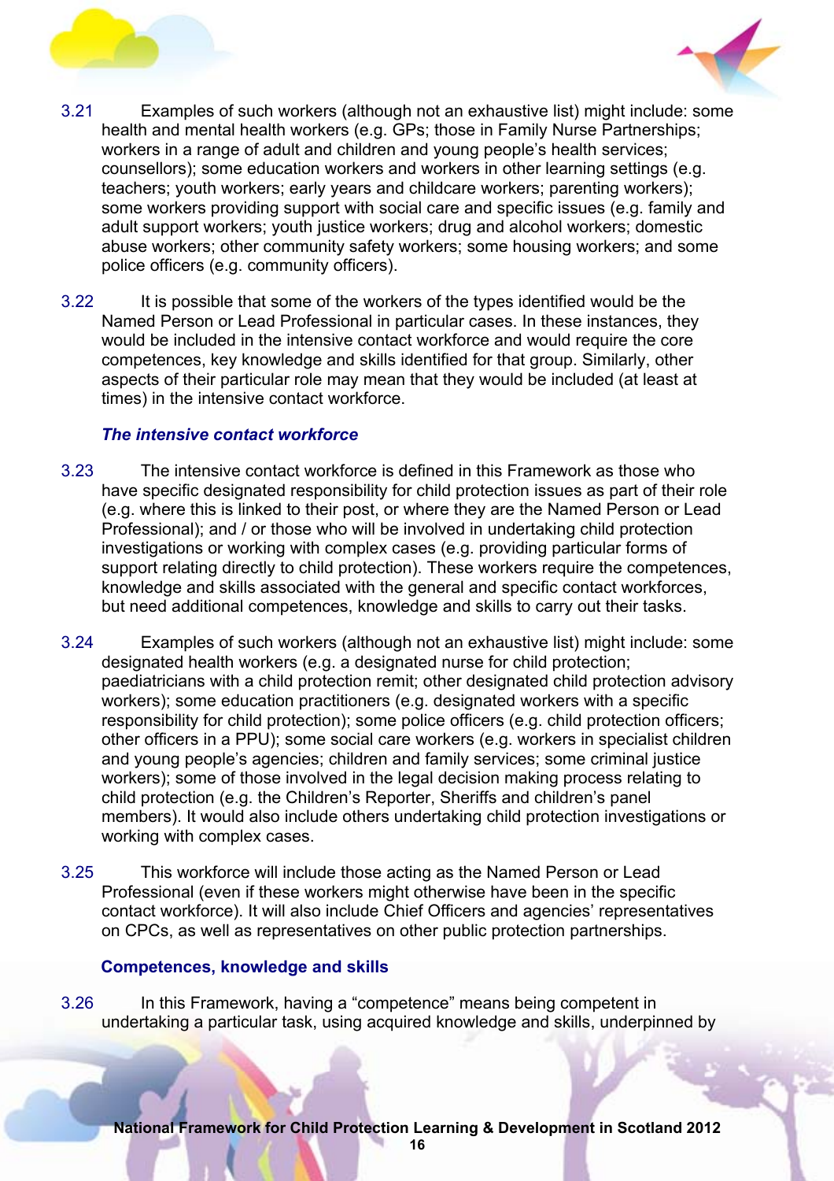3.21 Examples of such workers (although not an exhaustive list) might include: some health and mental health workers (e.g. GPs; those in Family Nurse Partnerships; workers in a range of adult and children and young people's health services; counsellors); some education workers and workers in other learning settings (e.g. teachers; youth workers; early years and childcare workers; parenting workers); some workers providing support with social care and specific issues (e.g. family and adult support workers; youth justice workers; drug and alcohol workers; domestic abuse workers; other community safety workers; some housing workers; and some police officers (e.g. community officers).

3.22 It is possible that some of the workers of the types identified would be the Named Person or Lead Professional in particular cases. In these instances, they would be included in the intensive contact workforce and would require the core competences, key knowledge and skills identified for that group. Similarly, other aspects of their particular role may mean that they would be included (at least at times) in the intensive contact workforce.

### *The intensive contact workforce*

3.23 The intensive contact workforce is defined in this Framework as those who have specific designated responsibility for child protection issues as part of their role (e.g. where this is linked to their post, or where they are the Named Person or Lead Professional); and / or those who will be involved in undertaking child protection investigations or working with complex cases (e.g. providing particular forms of support relating directly to child protection). These workers require the competences, knowledge and skills associated with the general and specific contact workforces, but need additional competences, knowledge and skills to carry out their tasks.

3.24 Examples of such workers (although not an exhaustive list) might include: some designated health workers (e.g. a designated nurse for child protection; paediatricians with a child protection remit; other designated child protection advisory workers); some education practitioners (e.g. designated workers with a specific responsibility for child protection); some police officers (e.g. child protection officers; other officers in a PPU); some social care workers (e.g. workers in specialist children and young people's agencies; children and family services; some criminal justice workers); some of those involved in the legal decision making process relating to child protection (e.g. the Children's Reporter, Sheriffs and children's panel members). It would also include others undertaking child protection investigations or working with complex cases.

3.25 This workforce will include those acting as the Named Person or Lead Professional (even if these workers might otherwise have been in the specific contact workforce). It will also include Chief Officers and agencies' representatives on CPCs, as well as representatives on other public protection partnerships.

### Competences, knowledge and skills

3.26 In this Framework, having a "competence" means being competent in undertaking a particular task, using acquired knowledge and skills, underpinned by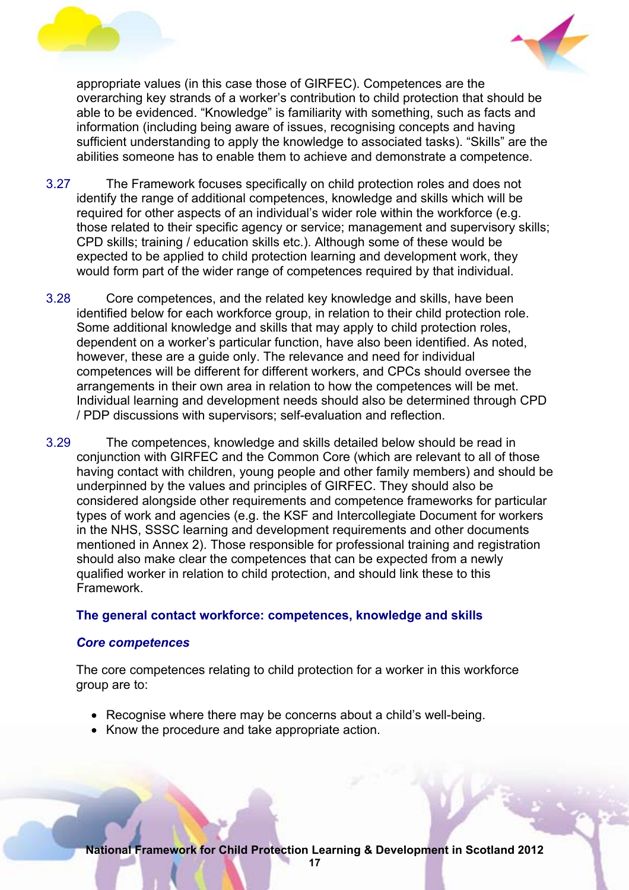appropriate values (in this case those of GIRFEC). Competences are the overarching key strands of a worker's contribution to child protection that should be able to be evidenced. "Knowledge" is familiarity with something, such as facts and information (including being aware of issues, recognising concepts and having sufficient understanding to apply the knowledge to associated tasks). "Skills" are the abilities someone has to enable them to achieve and demonstrate a competence.

3.27 The Framework focuses specifically on child protection roles and does not identify the range of additional competences, knowledge and skills which will be required for other aspects of an individual's wider role within the workforce (e.g. those related to their specific agency or service; management and supervisory skills; CPD skills; training / education skills etc.). Although some of these would be expected to be applied to child protection learning and development work, they would form part of the wider range of competences required by that individual.

3.28 Core competences, and the related key knowledge and skills, have been identified below for each workforce group, in relation to their child protection role. Some additional knowledge and skills that may apply to child protection roles, dependent on a worker's particular function, have also been identified. As noted, however, these are a guide only. The relevance and need for individual competences will be different for different workers, and CPCs should oversee the arrangements in their own area in relation to how the competences will be met. Individual learning and development needs should also be determined through CPD / PDP discussions with supervisors; self-evaluation and reflection.

3.29 The competences, knowledge and skills detailed below should be read in conjunction with GIRFEC and the Common Core (which are relevant to all of those having contact with children, young people and other family members) and should be underpinned by the values and principles of GIRFEC. They should also be considered alongside other requirements and competence frameworks for particular types of work and agencies (e.g. the KSF and Intercollegiate Document for workers in the NHS, SSSC learning and development requirements and other documents mentioned in Annex 2). Those responsible for professional training and registration should also make clear the competences that can be expected from a newly qualified worker in relation to child protection, and should link these to this Framework.

## The general contact workforce: competences, knowledge and skills

### *Core competences*

The core competences relating to child protection for a worker in this workforce group are to:

- Recognise where there may be concerns about a child's well-being.
- Know the procedure and take appropriate action.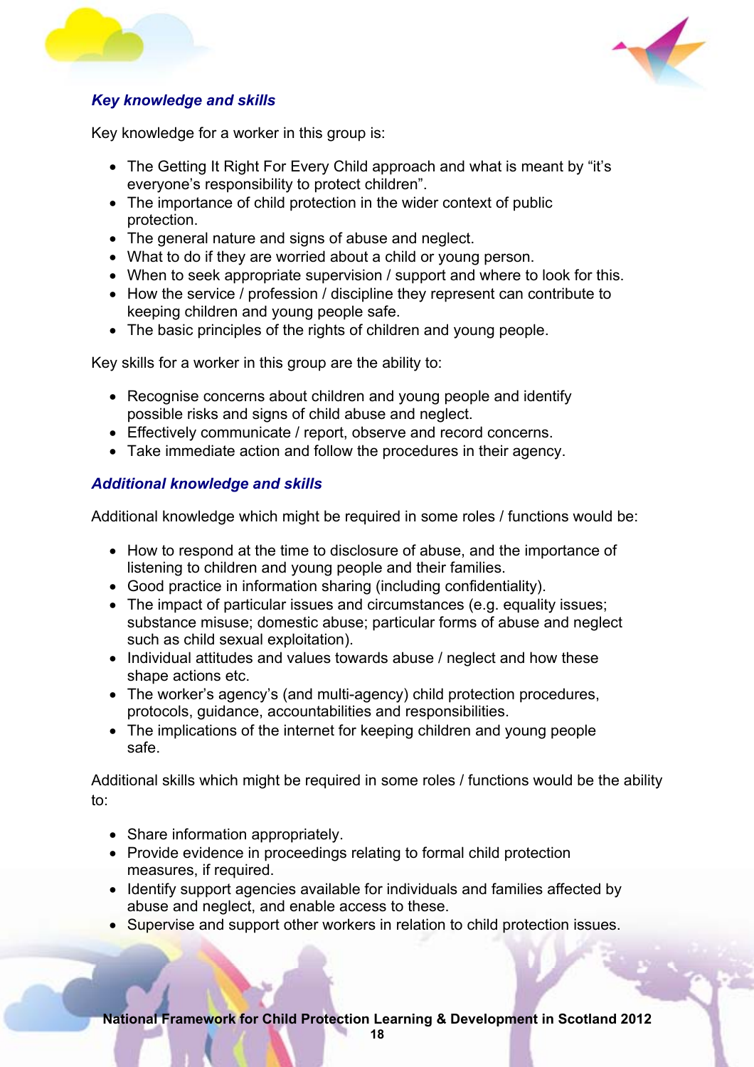### *Key knowledge and skills*

Key knowledge for a worker in this group is:

- The Getting It Right For Every Child approach and what is meant by "it's everyone's responsibility to protect children".
- The importance of child protection in the wider context of public protection.
- The general nature and signs of abuse and neglect.
- What to do if they are worried about a child or young person.
- When to seek appropriate supervision / support and where to look for this.
- How the service / profession / discipline they represent can contribute to keeping children and young people safe.
- The basic principles of the rights of children and young people.

Key skills for a worker in this group are the ability to:

- Recognise concerns about children and young people and identify possible risks and signs of child abuse and neglect.
- Effectively communicate / report, observe and record concerns.
- Take immediate action and follow the procedures in their agency.

### *Additional knowledge and skills*

Additional knowledge which might be required in some roles / functions would be:

- How to respond at the time to disclosure of abuse, and the importance of listening to children and young people and their families.
- Good practice in information sharing (including confidentiality).
- The impact of particular issues and circumstances (e.g. equality issues; substance misuse; domestic abuse; particular forms of abuse and neglect such as child sexual exploitation).
- Individual attitudes and values towards abuse / neglect and how these shape actions etc.
- The worker's agency's (and multi-agency) child protection procedures, protocols, guidance, accountabilities and responsibilities.
- The implications of the internet for keeping children and young people safe.

Additional skills which might be required in some roles / functions would be the ability to:

- Share information appropriately.
- Provide evidence in proceedings relating to formal child protection measures, if required.
- Identify support agencies available for individuals and families affected by abuse and neglect, and enable access to these.
- Supervise and support other workers in relation to child protection issues.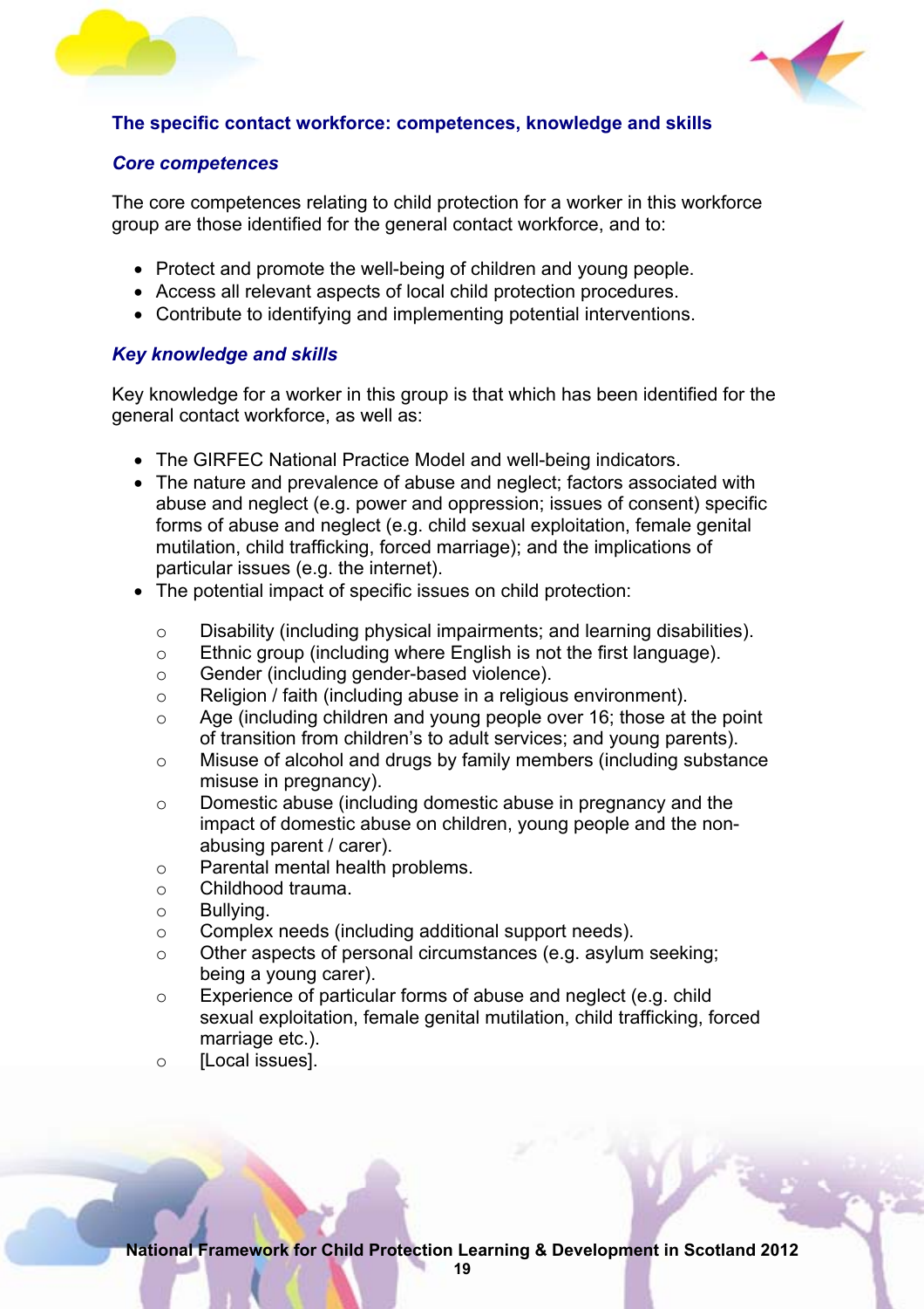## The specific contact workforce: competences, knowledge and skills

### *Core competences*

The core competences relating to child protection for a worker in this workforce group are those identified for the general contact workforce, and to:

- Protect and promote the well-being of children and young people.
- Access all relevant aspects of local child protection procedures.
- Contribute to identifying and implementing potential interventions.

### *Key knowledge and skills*

Key knowledge for a worker in this group is that which has been identified for the general contact workforce, as well as:

- The GIRFEC National Practice Model and well-being indicators.
- The nature and prevalence of abuse and neglect; factors associated with abuse and neglect (e.g. power and oppression; issues of consent) specific forms of abuse and neglect (e.g. child sexual exploitation, female genital mutilation, child trafficking, forced marriage); and the implications of particular issues (e.g. the internet).
- The potential impact of specific issues on child protection:
    - Disability (including physical impairments; and learning disabilities).
    - Ethnic group (including where English is not the first language).
    - Gender (including gender-based violence).
    - Religion / faith (including abuse in a religious environment).
    - Age (including children and young people over 16; those at the point of transition from children's to adult services; and young parents).
    - Misuse of alcohol and drugs by family members (including substance misuse in pregnancy).
    - Domestic abuse (including domestic abuse in pregnancy and the impact of domestic abuse on children, young people and the non-abusing parent / carer).
    - Parental mental health problems.
    - Childhood trauma.
    - Bullying.
    - Complex needs (including additional support needs).
    - Other aspects of personal circumstances (e.g. asylum seeking; being a young carer).
    - Experience of particular forms of abuse and neglect (e.g. child sexual exploitation, female genital mutilation, child trafficking, forced marriage etc.).
    - [Local issues].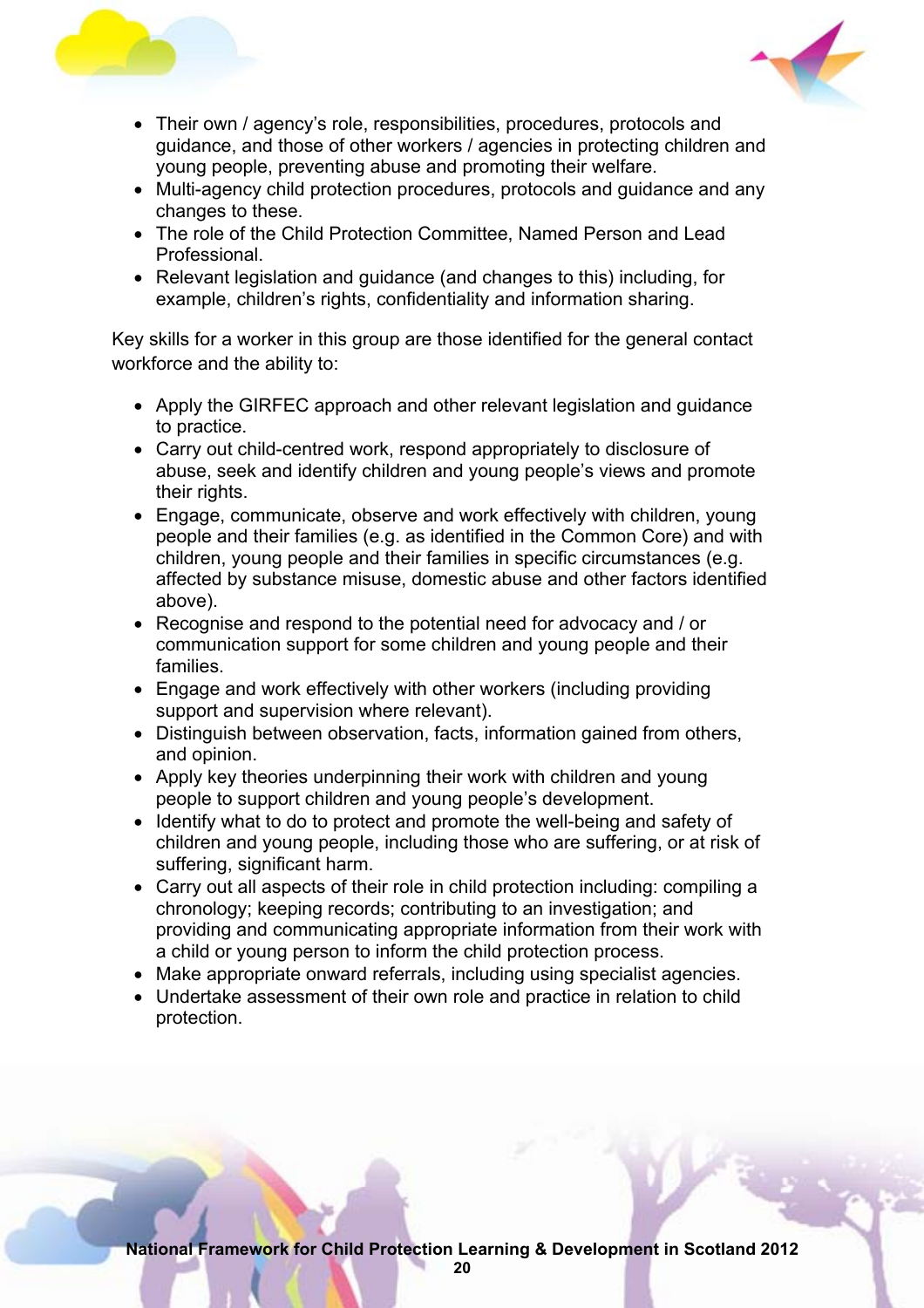- Their own / agency's role, responsibilities, procedures, protocols and guidance, and those of other workers / agencies in protecting children and young people, preventing abuse and promoting their welfare.
- Multi-agency child protection procedures, protocols and guidance and any changes to these.
- The role of the Child Protection Committee, Named Person and Lead Professional.
- Relevant legislation and guidance (and changes to this) including, for example, children's rights, confidentiality and information sharing.

Key skills for a worker in this group are those identified for the general contact workforce and the ability to:

- Apply the GIRFEC approach and other relevant legislation and guidance to practice.
- Carry out child-centred work, respond appropriately to disclosure of abuse, seek and identify children and young people's views and promote their rights.
- Engage, communicate, observe and work effectively with children, young people and their families (e.g. as identified in the Common Core) and with children, young people and their families in specific circumstances (e.g. affected by substance misuse, domestic abuse and other factors identified above).
- Recognise and respond to the potential need for advocacy and / or communication support for some children and young people and their families.
- Engage and work effectively with other workers (including providing support and supervision where relevant).
- Distinguish between observation, facts, information gained from others, and opinion.
- Apply key theories underpinning their work with children and young people to support children and young people's development.
- Identify what to do to protect and promote the well-being and safety of children and young people, including those who are suffering, or at risk of suffering, significant harm.
- Carry out all aspects of their role in child protection including: compiling a chronology; keeping records; contributing to an investigation; and providing and communicating appropriate information from their work with a child or young person to inform the child protection process.
- Make appropriate onward referrals, including using specialist agencies.
- Undertake assessment of their own role and practice in relation to child protection.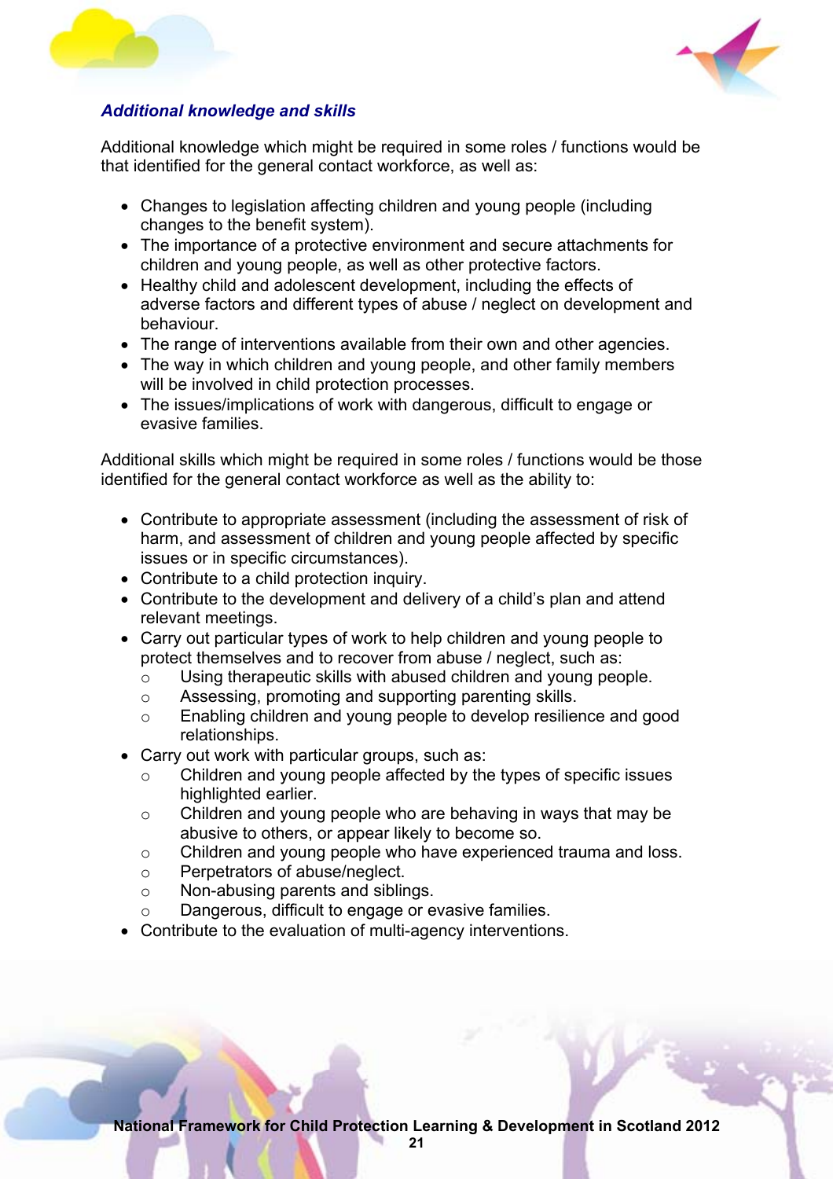### *Additional knowledge and skills*

Additional knowledge which might be required in some roles / functions would be that identified for the general contact workforce, as well as:

- Changes to legislation affecting children and young people (including changes to the benefit system).
- The importance of a protective environment and secure attachments for children and young people, as well as other protective factors.
- Healthy child and adolescent development, including the effects of adverse factors and different types of abuse / neglect on development and behaviour.
- The range of interventions available from their own and other agencies.
- The way in which children and young people, and other family members will be involved in child protection processes.
- The issues/implications of work with dangerous, difficult to engage or evasive families.

Additional skills which might be required in some roles / functions would be those identified for the general contact workforce as well as the ability to:

- Contribute to appropriate assessment (including the assessment of risk of harm, and assessment of children and young people affected by specific issues or in specific circumstances).
- Contribute to a child protection inquiry.
- Contribute to the development and delivery of a child's plan and attend relevant meetings.
- Carry out particular types of work to help children and young people to protect themselves and to recover from abuse / neglect, such as:
  - Using therapeutic skills with abused children and young people.
  - Assessing, promoting and supporting parenting skills.
  - Enabling children and young people to develop resilience and good relationships.
- Carry out work with particular groups, such as:
  - Children and young people affected by the types of specific issues highlighted earlier.
  - Children and young people who are behaving in ways that may be abusive to others, or appear likely to become so.
  - Children and young people who have experienced trauma and loss.
  - Perpetrators of abuse/neglect.
  - Non-abusing parents and siblings.
  - Dangerous, difficult to engage or evasive families.
- Contribute to the evaluation of multi-agency interventions.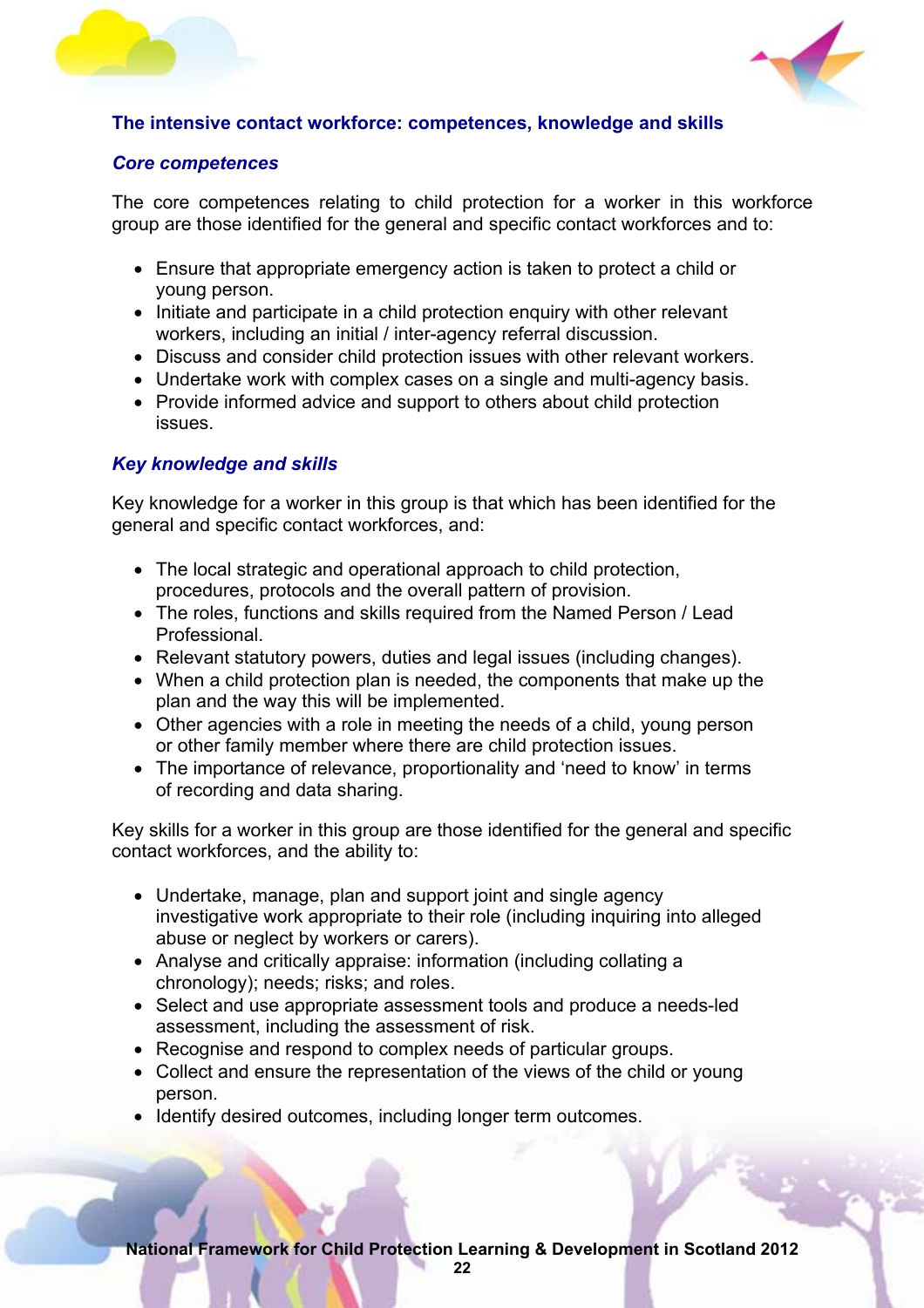## The intensive contact workforce: competences, knowledge and skills

### *Core competences*

The core competences relating to child protection for a worker in this workforce group are those identified for the general and specific contact workforces and to:

- Ensure that appropriate emergency action is taken to protect a child or young person.
- Initiate and participate in a child protection enquiry with other relevant workers, including an initial / inter-agency referral discussion.
- Discuss and consider child protection issues with other relevant workers.
- Undertake work with complex cases on a single and multi-agency basis.
- Provide informed advice and support to others about child protection issues.

### *Key knowledge and skills*

Key knowledge for a worker in this group is that which has been identified for the general and specific contact workforces, and:

- The local strategic and operational approach to child protection, procedures, protocols and the overall pattern of provision.
- The roles, functions and skills required from the Named Person / Lead Professional.
- Relevant statutory powers, duties and legal issues (including changes).
- When a child protection plan is needed, the components that make up the plan and the way this will be implemented.
- Other agencies with a role in meeting the needs of a child, young person or other family member where there are child protection issues.
- The importance of relevance, proportionality and 'need to know' in terms of recording and data sharing.

Key skills for a worker in this group are those identified for the general and specific contact workforces, and the ability to:

- Undertake, manage, plan and support joint and single agency investigative work appropriate to their role (including inquiring into alleged abuse or neglect by workers or carers).
- Analyse and critically appraise: information (including collating a chronology); needs; risks; and roles.
- Select and use appropriate assessment tools and produce a needs-led assessment, including the assessment of risk.
- Recognise and respond to complex needs of particular groups.
- Collect and ensure the representation of the views of the child or young person.
- Identify desired outcomes, including longer term outcomes.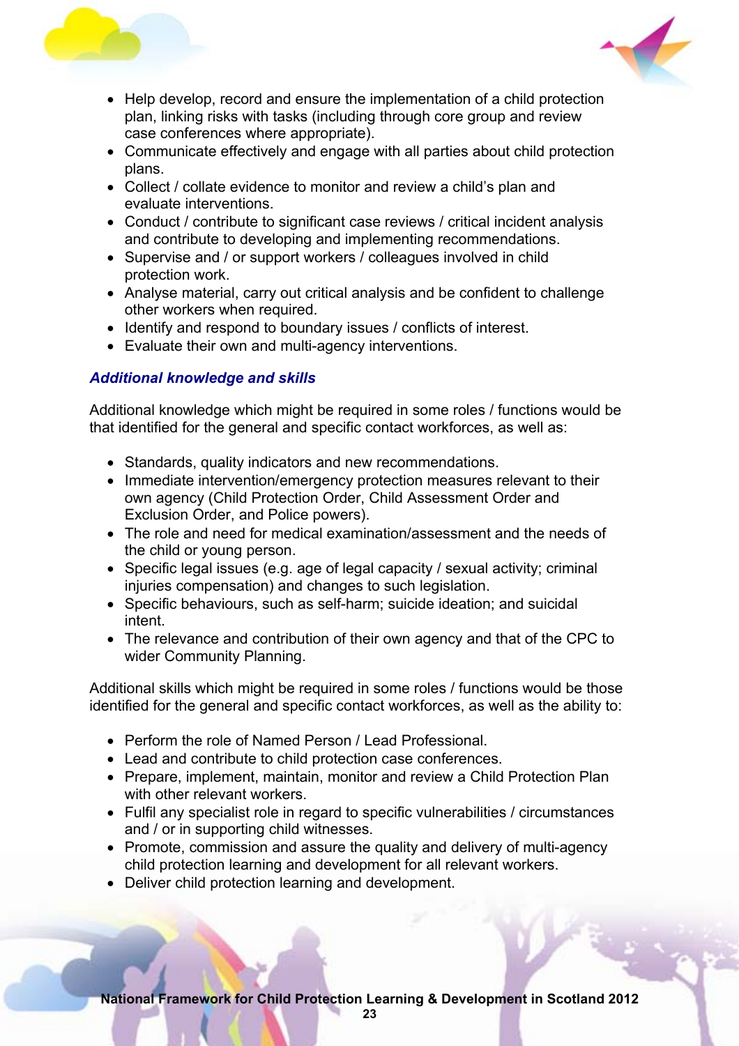- Help develop, record and ensure the implementation of a child protection plan, linking risks with tasks (including through core group and review case conferences where appropriate).
- Communicate effectively and engage with all parties about child protection plans.
- Collect / collate evidence to monitor and review a child's plan and evaluate interventions.
- Conduct / contribute to significant case reviews / critical incident analysis and contribute to developing and implementing recommendations.
- Supervise and / or support workers / colleagues involved in child protection work.
- Analyse material, carry out critical analysis and be confident to challenge other workers when required.
- Identify and respond to boundary issues / conflicts of interest.
- Evaluate their own and multi-agency interventions.

### *Additional knowledge and skills*

Additional knowledge which might be required in some roles / functions would be that identified for the general and specific contact workforces, as well as:

- Standards, quality indicators and new recommendations.
- Immediate intervention/emergency protection measures relevant to their own agency (Child Protection Order, Child Assessment Order and Exclusion Order, and Police powers).
- The role and need for medical examination/assessment and the needs of the child or young person.
- Specific legal issues (e.g. age of legal capacity / sexual activity; criminal injuries compensation) and changes to such legislation.
- Specific behaviours, such as self-harm; suicide ideation; and suicidal intent.
- The relevance and contribution of their own agency and that of the CPC to wider Community Planning.

Additional skills which might be required in some roles / functions would be those identified for the general and specific contact workforces, as well as the ability to:

- Perform the role of Named Person / Lead Professional.
- Lead and contribute to child protection case conferences.
- Prepare, implement, maintain, monitor and review a Child Protection Plan with other relevant workers.
- Fulfil any specialist role in regard to specific vulnerabilities / circumstances and / or in supporting child witnesses.
- Promote, commission and assure the quality and delivery of multi-agency child protection learning and development for all relevant workers.
- Deliver child protection learning and development.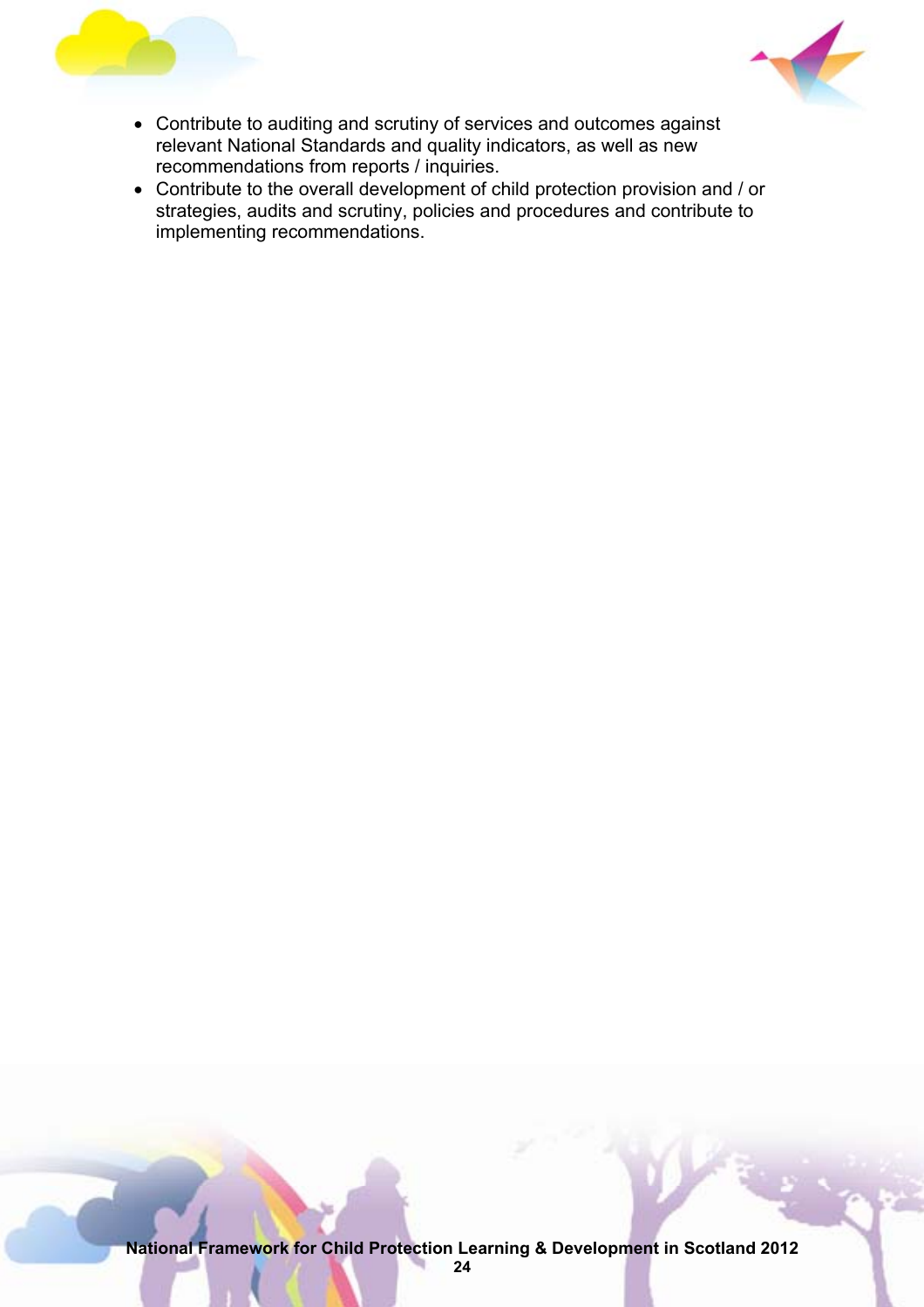- Contribute to auditing and scrutiny of services and outcomes against relevant National Standards and quality indicators, as well as new recommendations from reports / inquiries.
- Contribute to the overall development of child protection provision and / or strategies, audits and scrutiny, policies and procedures and contribute to implementing recommendations.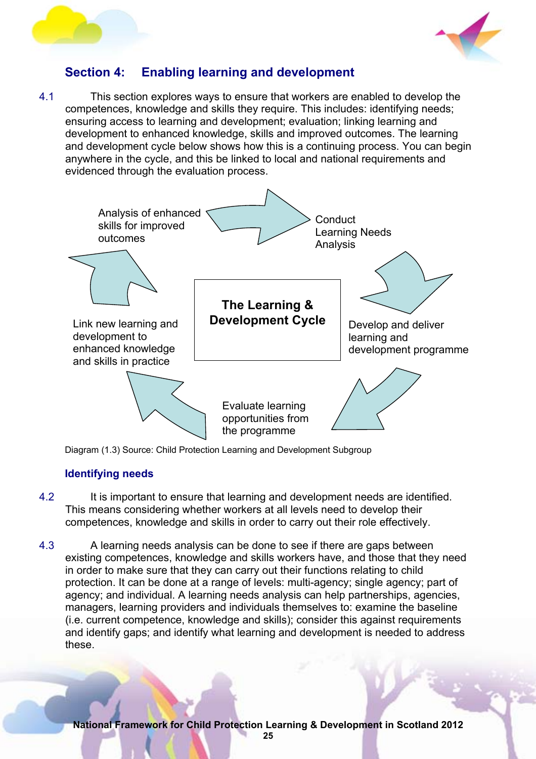## Section 4: Enabling learning and development

4.1 This section explores ways to ensure that workers are enabled to develop the competences, knowledge and skills they require. This includes: identifying needs; ensuring access to learning and development; evaluation; linking learning and development to enhanced knowledge, skills and improved outcomes. The learning and development cycle below shows how this is a continuing process. You can begin anywhere in the cycle, and this be linked to local and national requirements and evidenced through the evaluation process.

**The Learning & Development Cycle**

- Conduct Learning Needs Analysis
- Develop and deliver learning and development programme
- Evaluate learning opportunities from the programme
- Link new learning and development to enhanced knowledge and skills in practice
- Analysis of enhanced skills for improved outcomes

Diagram (1.3) Source: Child Protection Learning and Development Subgroup

### Identifying needs

4.2 It is important to ensure that learning and development needs are identified. This means considering whether workers at all levels need to develop their competences, knowledge and skills in order to carry out their role effectively.

4.3 A learning needs analysis can be done to see if there are gaps between existing competences, knowledge and skills workers have, and those that they need in order to make sure that they can carry out their functions relating to child protection. It can be done at a range of levels: multi-agency; single agency; part of agency; and individual. A learning needs analysis can help partnerships, agencies, managers, learning providers and individuals themselves to: examine the baseline (i.e. current competence, knowledge and skills); consider this against requirements and identify gaps; and identify what learning and development is needed to address these.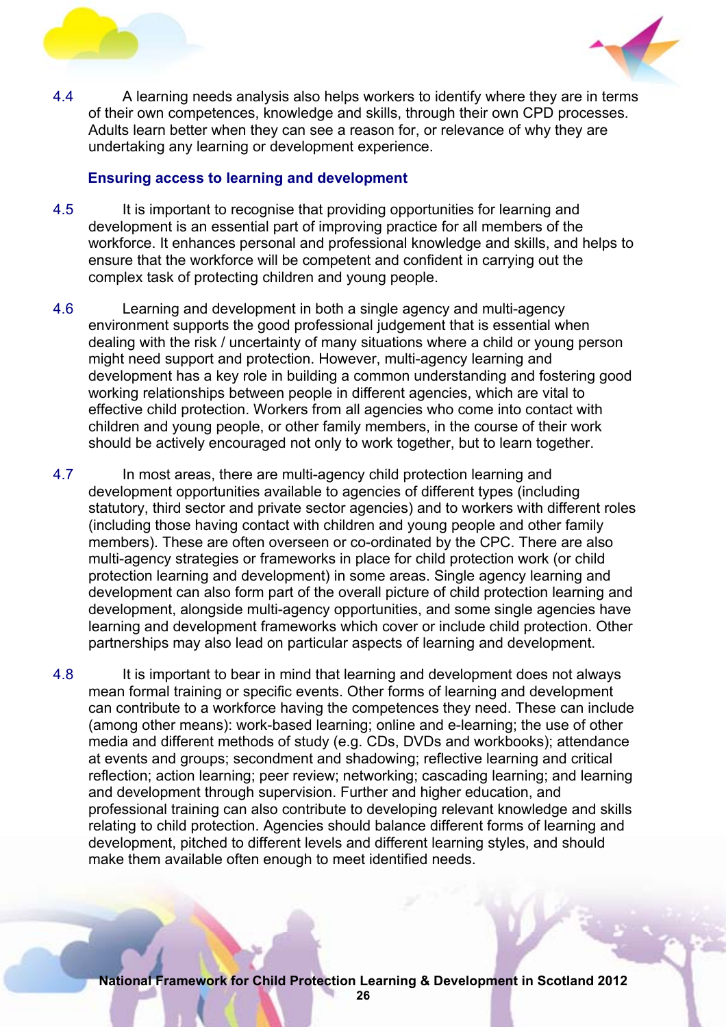4.4 A learning needs analysis also helps workers to identify where they are in terms of their own competences, knowledge and skills, through their own CPD processes. Adults learn better when they can see a reason for, or relevance of why they are undertaking any learning or development experience.

### Ensuring access to learning and development

4.5 It is important to recognise that providing opportunities for learning and development is an essential part of improving practice for all members of the workforce. It enhances personal and professional knowledge and skills, and helps to ensure that the workforce will be competent and confident in carrying out the complex task of protecting children and young people.

4.6 Learning and development in both a single agency and multi-agency environment supports the good professional judgement that is essential when dealing with the risk / uncertainty of many situations where a child or young person might need support and protection. However, multi-agency learning and development has a key role in building a common understanding and fostering good working relationships between people in different agencies, which are vital to effective child protection. Workers from all agencies who come into contact with children and young people, or other family members, in the course of their work should be actively encouraged not only to work together, but to learn together.

4.7 In most areas, there are multi-agency child protection learning and development opportunities available to agencies of different types (including statutory, third sector and private sector agencies) and to workers with different roles (including those having contact with children and young people and other family members). These are often overseen or co-ordinated by the CPC. There are also multi-agency strategies or frameworks in place for child protection work (or child protection learning and development) in some areas. Single agency learning and development can also form part of the overall picture of child protection learning and development, alongside multi-agency opportunities, and some single agencies have learning and development frameworks which cover or include child protection. Other partnerships may also lead on particular aspects of learning and development.

4.8 It is important to bear in mind that learning and development does not always mean formal training or specific events. Other forms of learning and development can contribute to a workforce having the competences they need. These can include (among other means): work-based learning; online and e-learning; the use of other media and different methods of study (e.g. CDs, DVDs and workbooks); attendance at events and groups; secondment and shadowing; reflective learning and critical reflection; action learning; peer review; networking; cascading learning; and learning and development through supervision. Further and higher education, and professional training can also contribute to developing relevant knowledge and skills relating to child protection. Agencies should balance different forms of learning and development, pitched to different levels and different learning styles, and should make them available often enough to meet identified needs.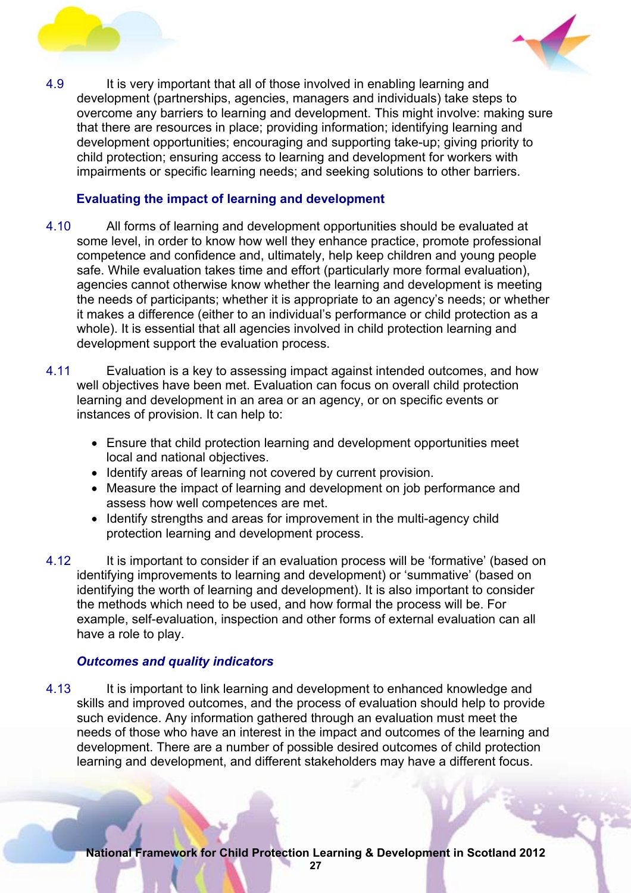4.9 It is very important that all of those involved in enabling learning and development (partnerships, agencies, managers and individuals) take steps to overcome any barriers to learning and development. This might involve: making sure that there are resources in place; providing information; identifying learning and development opportunities; encouraging and supporting take-up; giving priority to child protection; ensuring access to learning and development for workers with impairments or specific learning needs; and seeking solutions to other barriers.

### Evaluating the impact of learning and development

4.10 All forms of learning and development opportunities should be evaluated at some level, in order to know how well they enhance practice, promote professional competence and confidence and, ultimately, help keep children and young people safe. While evaluation takes time and effort (particularly more formal evaluation), agencies cannot otherwise know whether the learning and development is meeting the needs of participants; whether it is appropriate to an agency's needs; or whether it makes a difference (either to an individual's performance or child protection as a whole). It is essential that all agencies involved in child protection learning and development support the evaluation process.

4.11 Evaluation is a key to assessing impact against intended outcomes, and how well objectives have been met. Evaluation can focus on overall child protection learning and development in an area or an agency, or on specific events or instances of provision. It can help to:

- Ensure that child protection learning and development opportunities meet local and national objectives.
- Identify areas of learning not covered by current provision.
- Measure the impact of learning and development on job performance and assess how well competences are met.
- Identify strengths and areas for improvement in the multi-agency child protection learning and development process.

4.12 It is important to consider if an evaluation process will be 'formative' (based on identifying improvements to learning and development) or 'summative' (based on identifying the worth of learning and development). It is also important to consider the methods which need to be used, and how formal the process will be. For example, self-evaluation, inspection and other forms of external evaluation can all have a role to play.

#### *Outcomes and quality indicators*

4.13 It is important to link learning and development to enhanced knowledge and skills and improved outcomes, and the process of evaluation should help to provide such evidence. Any information gathered through an evaluation must meet the needs of those who have an interest in the impact and outcomes of the learning and development. There are a number of possible desired outcomes of child protection learning and development, and different stakeholders may have a different focus.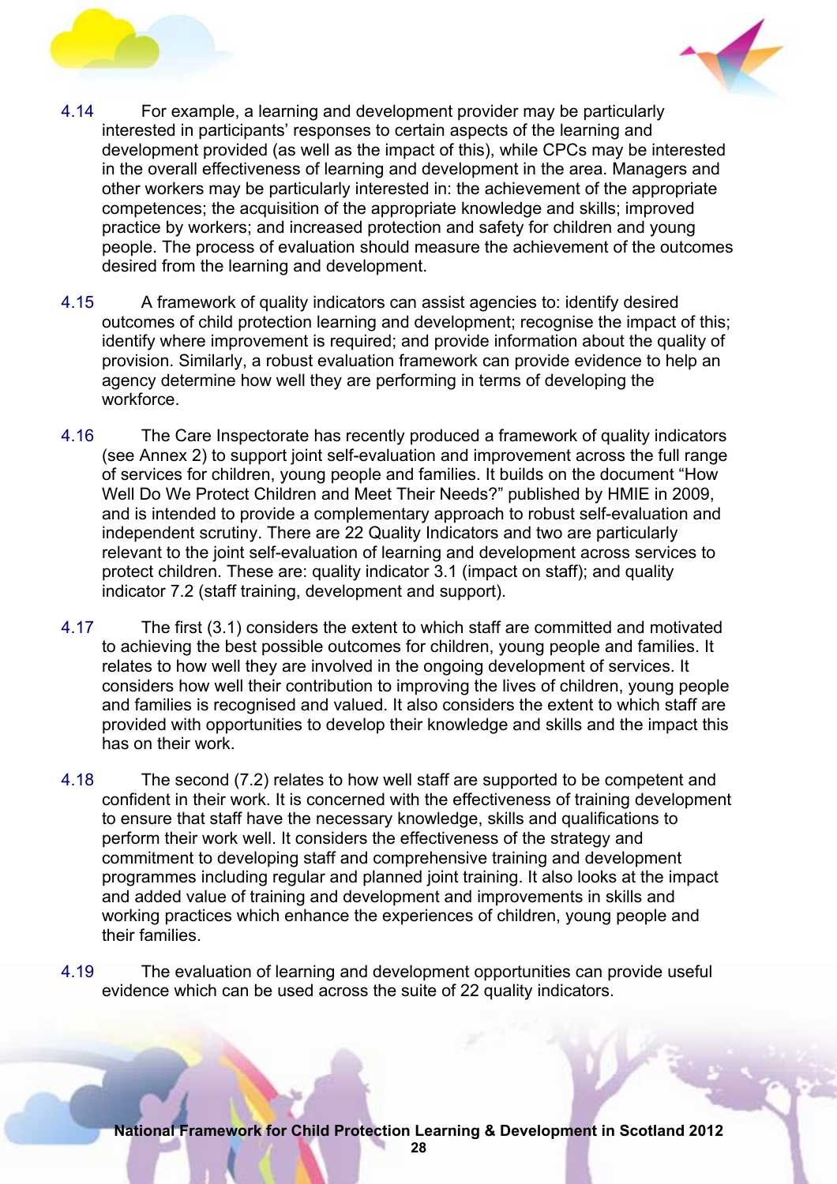4.14 For example, a learning and development provider may be particularly interested in participants' responses to certain aspects of the learning and development provided (as well as the impact of this), while CPCs may be interested in the overall effectiveness of learning and development in the area. Managers and other workers may be particularly interested in: the achievement of the appropriate competences; the acquisition of the appropriate knowledge and skills; improved practice by workers; and increased protection and safety for children and young people. The process of evaluation should measure the achievement of the outcomes desired from the learning and development.

4.15 A framework of quality indicators can assist agencies to: identify desired outcomes of child protection learning and development; recognise the impact of this; identify where improvement is required; and provide information about the quality of provision. Similarly, a robust evaluation framework can provide evidence to help an agency determine how well they are performing in terms of developing the workforce.

4.16 The Care Inspectorate has recently produced a framework of quality indicators (see Annex 2) to support joint self-evaluation and improvement across the full range of services for children, young people and families. It builds on the document "How Well Do We Protect Children and Meet Their Needs?" published by HMIE in 2009, and is intended to provide a complementary approach to robust self-evaluation and independent scrutiny. There are 22 Quality Indicators and two are particularly relevant to the joint self-evaluation of learning and development across services to protect children. These are: quality indicator 3.1 (impact on staff); and quality indicator 7.2 (staff training, development and support).

4.17 The first (3.1) considers the extent to which staff are committed and motivated to achieving the best possible outcomes for children, young people and families. It relates to how well they are involved in the ongoing development of services. It considers how well their contribution to improving the lives of children, young people and families is recognised and valued. It also considers the extent to which staff are provided with opportunities to develop their knowledge and skills and the impact this has on their work.

4.18 The second (7.2) relates to how well staff are supported to be competent and confident in their work. It is concerned with the effectiveness of training development to ensure that staff have the necessary knowledge, skills and qualifications to perform their work well. It considers the effectiveness of the strategy and commitment to developing staff and comprehensive training and development programmes including regular and planned joint training. It also looks at the impact and added value of training and development and improvements in skills and working practices which enhance the experiences of children, young people and their families.

4.19 The evaluation of learning and development opportunities can provide useful evidence which can be used across the suite of 22 quality indicators.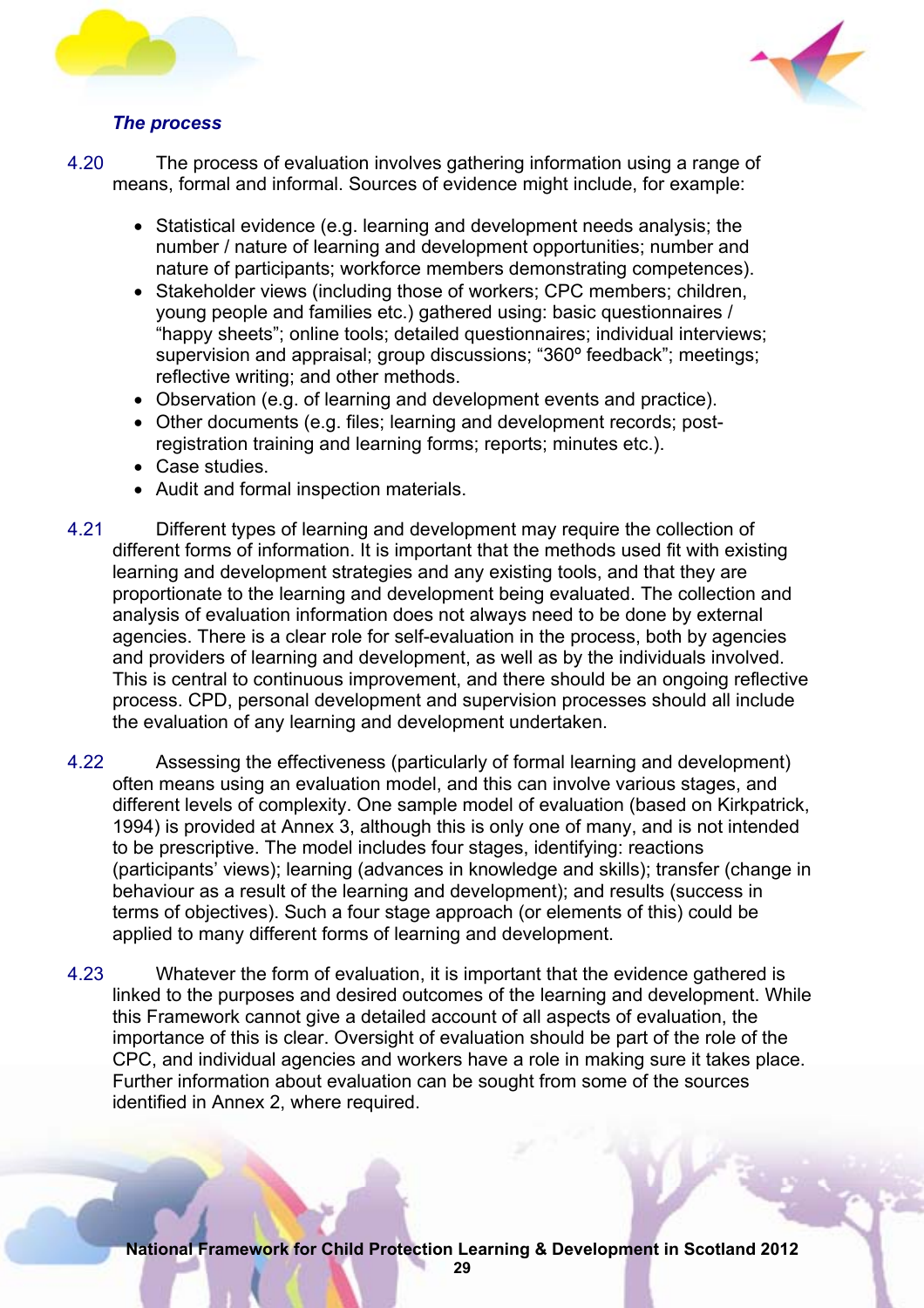### *The process*

4.20 The process of evaluation involves gathering information using a range of means, formal and informal. Sources of evidence might include, for example:

- Statistical evidence (e.g. learning and development needs analysis; the number / nature of learning and development opportunities; number and nature of participants; workforce members demonstrating competences).
- Stakeholder views (including those of workers; CPC members; children, young people and families etc.) gathered using: basic questionnaires / "happy sheets"; online tools; detailed questionnaires; individual interviews; supervision and appraisal; group discussions; "360º feedback"; meetings; reflective writing; and other methods.
- Observation (e.g. of learning and development events and practice).
- Other documents (e.g. files; learning and development records; post-registration training and learning forms; reports; minutes etc.).
- Case studies.
- Audit and formal inspection materials.

4.21 Different types of learning and development may require the collection of different forms of information. It is important that the methods used fit with existing learning and development strategies and any existing tools, and that they are proportionate to the learning and development being evaluated. The collection and analysis of evaluation information does not always need to be done by external agencies. There is a clear role for self-evaluation in the process, both by agencies and providers of learning and development, as well as by the individuals involved. This is central to continuous improvement, and there should be an ongoing reflective process. CPD, personal development and supervision processes should all include the evaluation of any learning and development undertaken.

4.22 Assessing the effectiveness (particularly of formal learning and development) often means using an evaluation model, and this can involve various stages, and different levels of complexity. One sample model of evaluation (based on Kirkpatrick, 1994) is provided at Annex 3, although this is only one of many, and is not intended to be prescriptive. The model includes four stages, identifying: reactions (participants' views); learning (advances in knowledge and skills); transfer (change in behaviour as a result of the learning and development); and results (success in terms of objectives). Such a four stage approach (or elements of this) could be applied to many different forms of learning and development.

4.23 Whatever the form of evaluation, it is important that the evidence gathered is linked to the purposes and desired outcomes of the learning and development. While this Framework cannot give a detailed account of all aspects of evaluation, the importance of this is clear. Oversight of evaluation should be part of the role of the CPC, and individual agencies and workers have a role in making sure it takes place. Further information about evaluation can be sought from some of the sources identified in Annex 2, where required.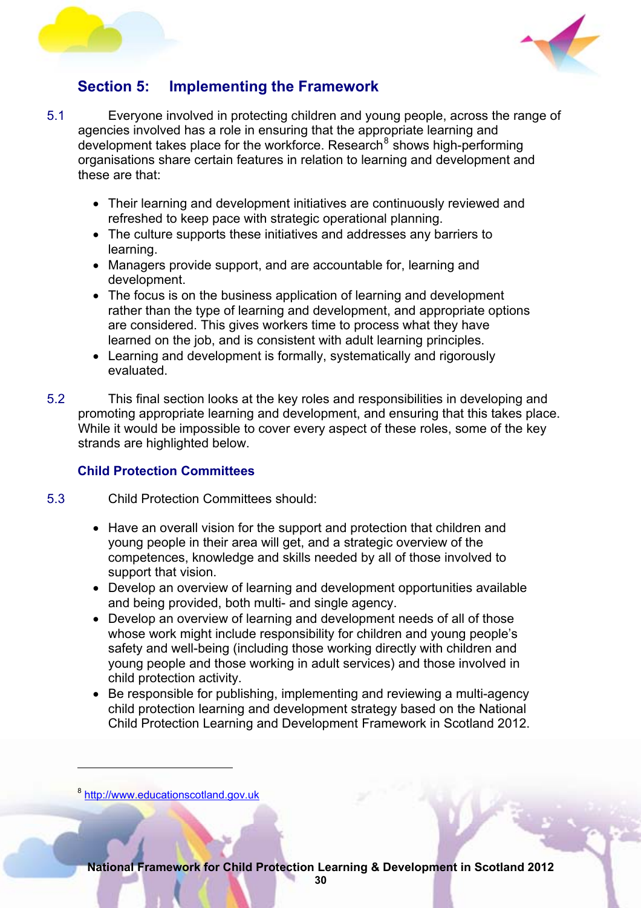## Section 5: Implementing the Framework

5.1 Everyone involved in protecting children and young people, across the range of agencies involved has a role in ensuring that the appropriate learning and development takes place for the workforce. Research[8] shows high-performing organisations share certain features in relation to learning and development and these are that:

- Their learning and development initiatives are continuously reviewed and refreshed to keep pace with strategic operational planning.
- The culture supports these initiatives and addresses any barriers to learning.
- Managers provide support, and are accountable for, learning and development.
- The focus is on the business application of learning and development rather than the type of learning and development, and appropriate options are considered. This gives workers time to process what they have learned on the job, and is consistent with adult learning principles.
- Learning and development is formally, systematically and rigorously evaluated.

5.2 This final section looks at the key roles and responsibilities in developing and promoting appropriate learning and development, and ensuring that this takes place. While it would be impossible to cover every aspect of these roles, some of the key strands are highlighted below.

### Child Protection Committees

5.3 Child Protection Committees should:

- Have an overall vision for the support and protection that children and young people in their area will get, and a strategic overview of the competences, knowledge and skills needed by all of those involved to support that vision.
- Develop an overview of learning and development opportunities available and being provided, both multi- and single agency.
- Develop an overview of learning and development needs of all of those whose work might include responsibility for children and young people's safety and well-being (including those working directly with children and young people and those working in adult services) and those involved in child protection activity.
- Be responsible for publishing, implementing and reviewing a multi-agency child protection learning and development strategy based on the National Child Protection Learning and Development Framework in Scotland 2012.

---

[8] http://www.educationscotland.gov.uk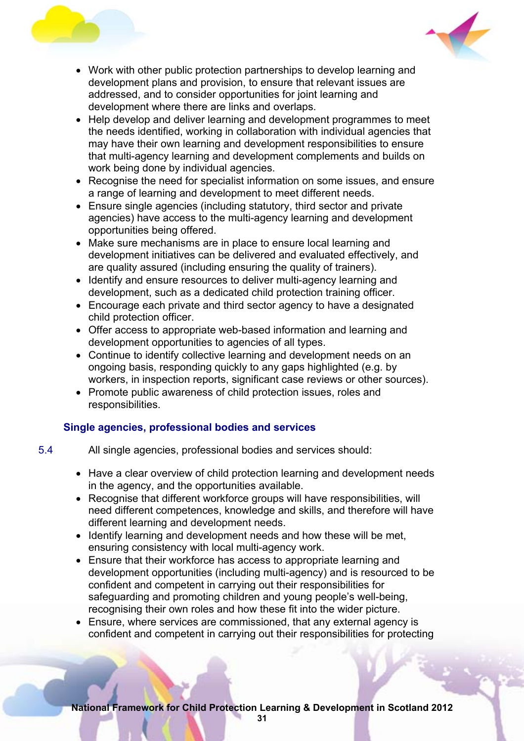- Work with other public protection partnerships to develop learning and development plans and provision, to ensure that relevant issues are addressed, and to consider opportunities for joint learning and development where there are links and overlaps.
- Help develop and deliver learning and development programmes to meet the needs identified, working in collaboration with individual agencies that may have their own learning and development responsibilities to ensure that multi-agency learning and development complements and builds on work being done by individual agencies.
- Recognise the need for specialist information on some issues, and ensure a range of learning and development to meet different needs.
- Ensure single agencies (including statutory, third sector and private agencies) have access to the multi-agency learning and development opportunities being offered.
- Make sure mechanisms are in place to ensure local learning and development initiatives can be delivered and evaluated effectively, and are quality assured (including ensuring the quality of trainers).
- Identify and ensure resources to deliver multi-agency learning and development, such as a dedicated child protection training officer.
- Encourage each private and third sector agency to have a designated child protection officer.
- Offer access to appropriate web-based information and learning and development opportunities to agencies of all types.
- Continue to identify collective learning and development needs on an ongoing basis, responding quickly to any gaps highlighted (e.g. by workers, in inspection reports, significant case reviews or other sources).
- Promote public awareness of child protection issues, roles and responsibilities.

### Single agencies, professional bodies and services

5.4 All single agencies, professional bodies and services should:

- Have a clear overview of child protection learning and development needs in the agency, and the opportunities available.
- Recognise that different workforce groups will have responsibilities, will need different competences, knowledge and skills, and therefore will have different learning and development needs.
- Identify learning and development needs and how these will be met, ensuring consistency with local multi-agency work.
- Ensure that their workforce has access to appropriate learning and development opportunities (including multi-agency) and is resourced to be confident and competent in carrying out their responsibilities for safeguarding and promoting children and young people's well-being, recognising their own roles and how these fit into the wider picture.
- Ensure, where services are commissioned, that any external agency is confident and competent in carrying out their responsibilities for protecting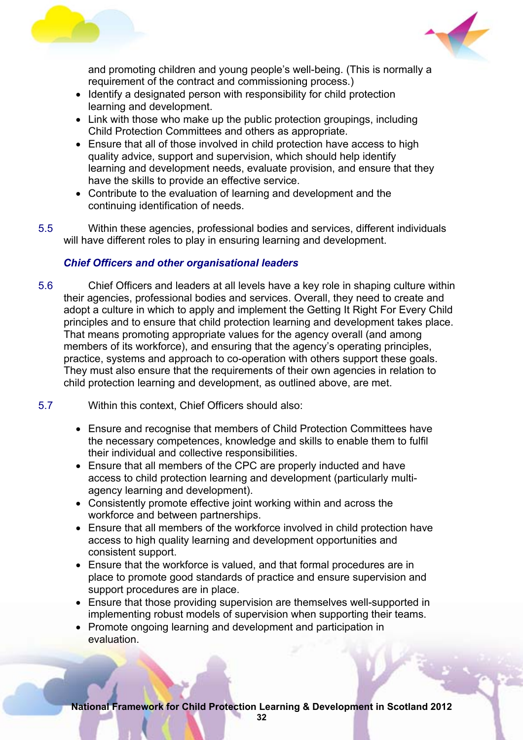and promoting children and young people's well-being. (This is normally a requirement of the contract and commissioning process.)

- Identify a designated person with responsibility for child protection learning and development.
- Link with those who make up the public protection groupings, including Child Protection Committees and others as appropriate.
- Ensure that all of those involved in child protection have access to high quality advice, support and supervision, which should help identify learning and development needs, evaluate provision, and ensure that they have the skills to provide an effective service.
- Contribute to the evaluation of learning and development and the continuing identification of needs.

5.5 Within these agencies, professional bodies and services, different individuals will have different roles to play in ensuring learning and development.

***Chief Officers and other organisational leaders***

5.6 Chief Officers and leaders at all levels have a key role in shaping culture within their agencies, professional bodies and services. Overall, they need to create and adopt a culture in which to apply and implement the Getting It Right For Every Child principles and to ensure that child protection learning and development takes place. That means promoting appropriate values for the agency overall (and among members of its workforce), and ensuring that the agency's operating principles, practice, systems and approach to co-operation with others support these goals. They must also ensure that the requirements of their own agencies in relation to child protection learning and development, as outlined above, are met.

5.7 Within this context, Chief Officers should also:

- Ensure and recognise that members of Child Protection Committees have the necessary competences, knowledge and skills to enable them to fulfil their individual and collective responsibilities.
- Ensure that all members of the CPC are properly inducted and have access to child protection learning and development (particularly multi-agency learning and development).
- Consistently promote effective joint working within and across the workforce and between partnerships.
- Ensure that all members of the workforce involved in child protection have access to high quality learning and development opportunities and consistent support.
- Ensure that the workforce is valued, and that formal procedures are in place to promote good standards of practice and ensure supervision and support procedures are in place.
- Ensure that those providing supervision are themselves well-supported in implementing robust models of supervision when supporting their teams.
- Promote ongoing learning and development and participation in evaluation.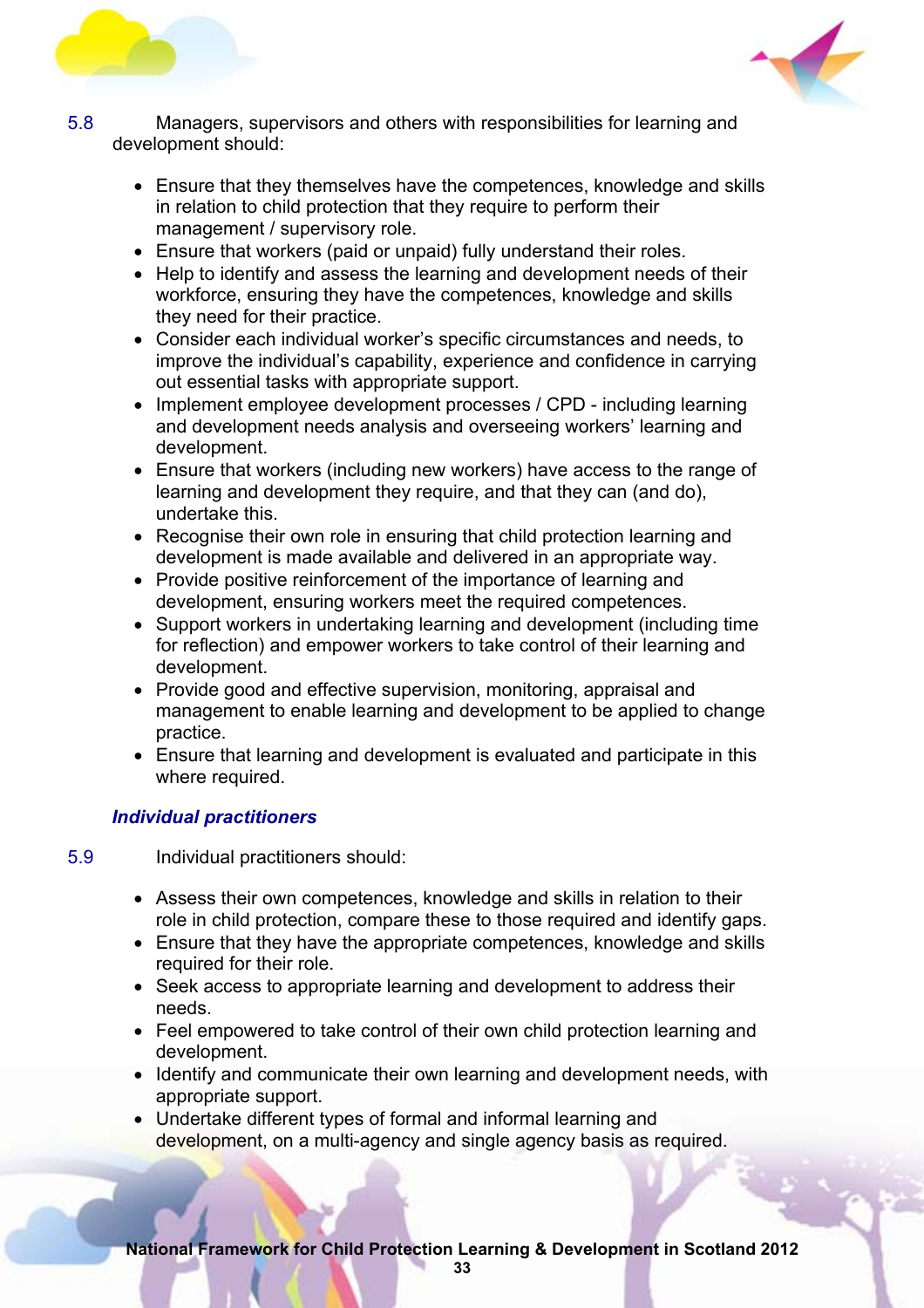5.8 Managers, supervisors and others with responsibilities for learning and development should:

- Ensure that they themselves have the competences, knowledge and skills in relation to child protection that they require to perform their management / supervisory role.
- Ensure that workers (paid or unpaid) fully understand their roles.
- Help to identify and assess the learning and development needs of their workforce, ensuring they have the competences, knowledge and skills they need for their practice.
- Consider each individual worker's specific circumstances and needs, to improve the individual's capability, experience and confidence in carrying out essential tasks with appropriate support.
- Implement employee development processes / CPD - including learning and development needs analysis and overseeing workers' learning and development.
- Ensure that workers (including new workers) have access to the range of learning and development they require, and that they can (and do), undertake this.
- Recognise their own role in ensuring that child protection learning and development is made available and delivered in an appropriate way.
- Provide positive reinforcement of the importance of learning and development, ensuring workers meet the required competences.
- Support workers in undertaking learning and development (including time for reflection) and empower workers to take control of their learning and development.
- Provide good and effective supervision, monitoring, appraisal and management to enable learning and development to be applied to change practice.
- Ensure that learning and development is evaluated and participate in this where required.

### *Individual practitioners*

5.9 Individual practitioners should:

- Assess their own competences, knowledge and skills in relation to their role in child protection, compare these to those required and identify gaps.
- Ensure that they have the appropriate competences, knowledge and skills required for their role.
- Seek access to appropriate learning and development to address their needs.
- Feel empowered to take control of their own child protection learning and development.
- Identify and communicate their own learning and development needs, with appropriate support.
- Undertake different types of formal and informal learning and development, on a multi-agency and single agency basis as required.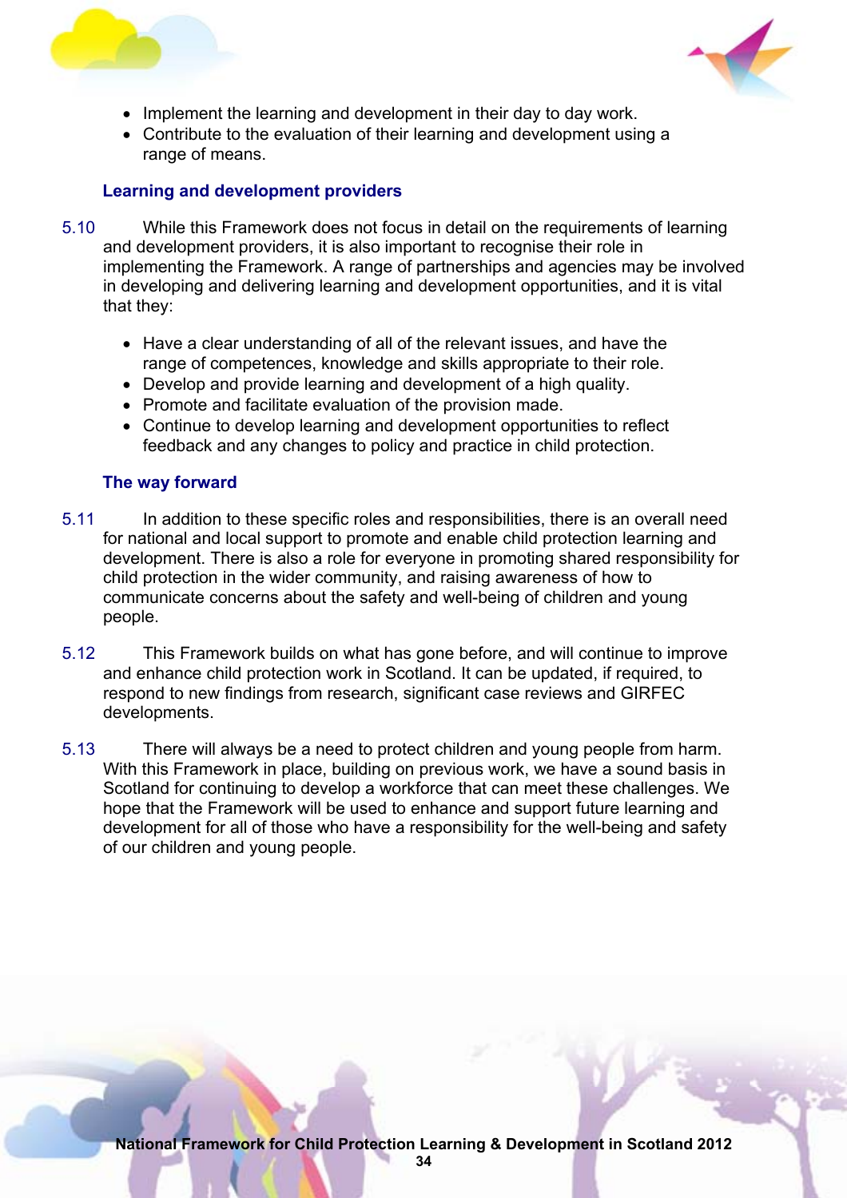- Implement the learning and development in their day to day work.
- Contribute to the evaluation of their learning and development using a range of means.

### Learning and development providers

5.10 While this Framework does not focus in detail on the requirements of learning and development providers, it is also important to recognise their role in implementing the Framework. A range of partnerships and agencies may be involved in developing and delivering learning and development opportunities, and it is vital that they:

- Have a clear understanding of all of the relevant issues, and have the range of competences, knowledge and skills appropriate to their role.
- Develop and provide learning and development of a high quality.
- Promote and facilitate evaluation of the provision made.
- Continue to develop learning and development opportunities to reflect feedback and any changes to policy and practice in child protection.

### The way forward

5.11 In addition to these specific roles and responsibilities, there is an overall need for national and local support to promote and enable child protection learning and development. There is also a role for everyone in promoting shared responsibility for child protection in the wider community, and raising awareness of how to communicate concerns about the safety and well-being of children and young people.

5.12 This Framework builds on what has gone before, and will continue to improve and enhance child protection work in Scotland. It can be updated, if required, to respond to new findings from research, significant case reviews and GIRFEC developments.

5.13 There will always be a need to protect children and young people from harm. With this Framework in place, building on previous work, we have a sound basis in Scotland for continuing to develop a workforce that can meet these challenges. We hope that the Framework will be used to enhance and support future learning and development for all of those who have a responsibility for the well-being and safety of our children and young people.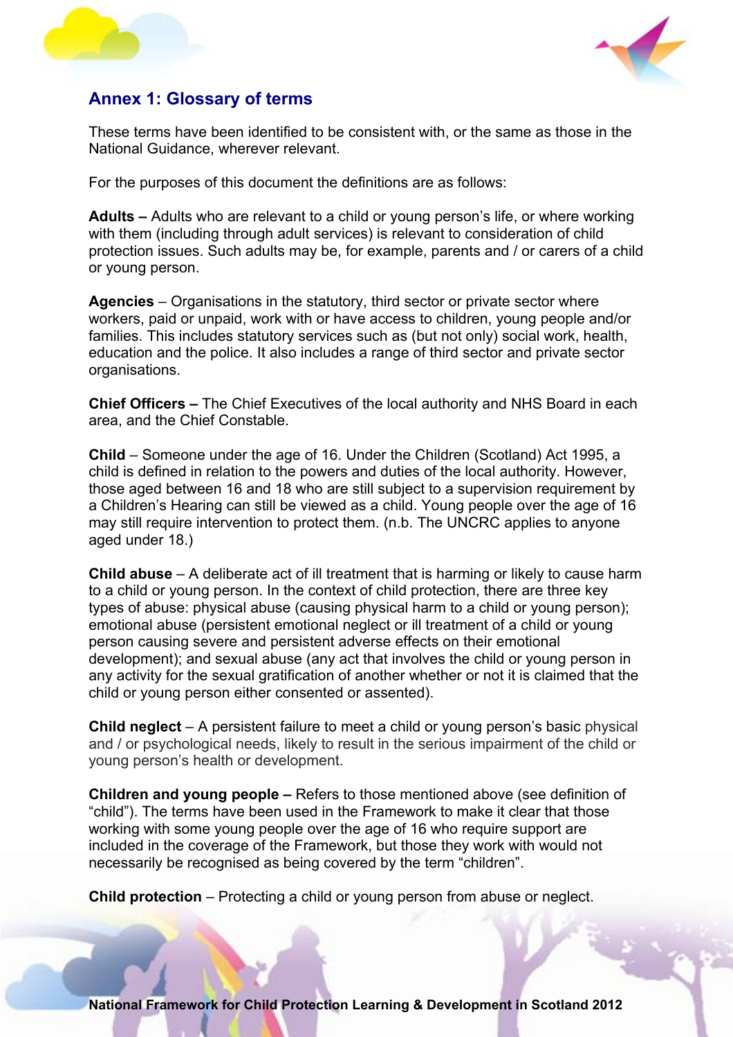## Annex 1: Glossary of terms

These terms have been identified to be consistent with, or the same as those in the National Guidance, wherever relevant.

For the purposes of this document the definitions are as follows:

**Adults –** Adults who are relevant to a child or young person's life, or where working with them (including through adult services) is relevant to consideration of child protection issues. Such adults may be, for example, parents and / or carers of a child or young person.

**Agencies** – Organisations in the statutory, third sector or private sector where workers, paid or unpaid, work with or have access to children, young people and/or families. This includes statutory services such as (but not only) social work, health, education and the police. It also includes a range of third sector and private sector organisations.

**Chief Officers –** The Chief Executives of the local authority and NHS Board in each area, and the Chief Constable.

**Child** – Someone under the age of 16. Under the Children (Scotland) Act 1995, a child is defined in relation to the powers and duties of the local authority. However, those aged between 16 and 18 who are still subject to a supervision requirement by a Children's Hearing can still be viewed as a child. Young people over the age of 16 may still require intervention to protect them. (n.b. The UNCRC applies to anyone aged under 18.)

**Child abuse** – A deliberate act of ill treatment that is harming or likely to cause harm to a child or young person. In the context of child protection, there are three key types of abuse: physical abuse (causing physical harm to a child or young person); emotional abuse (persistent emotional neglect or ill treatment of a child or young person causing severe and persistent adverse effects on their emotional development); and sexual abuse (any act that involves the child or young person in any activity for the sexual gratification of another whether or not it is claimed that the child or young person either consented or assented).

**Child neglect** – A persistent failure to meet a child or young person's basic physical and / or psychological needs, likely to result in the serious impairment of the child or young person's health or development.

**Children and young people –** Refers to those mentioned above (see definition of "child"). The terms have been used in the Framework to make it clear that those working with some young people over the age of 16 who require support are included in the coverage of the Framework, but those they work with would not necessarily be recognised as being covered by the term "children".

**Child protection** – Protecting a child or young person from abuse or neglect.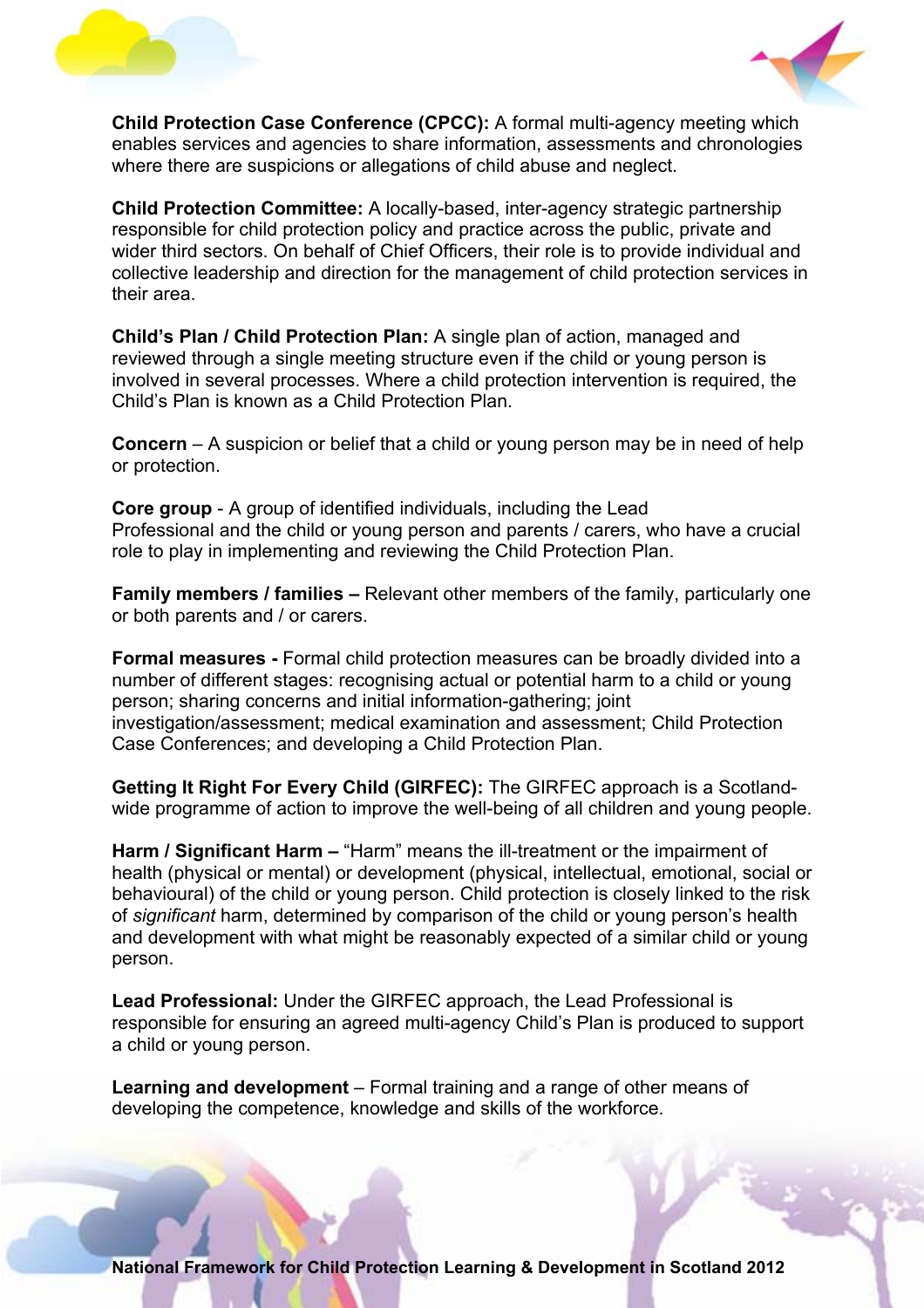**Child Protection Case Conference (CPCC):** A formal multi-agency meeting which enables services and agencies to share information, assessments and chronologies where there are suspicions or allegations of child abuse and neglect.

**Child Protection Committee:** A locally-based, inter-agency strategic partnership responsible for child protection policy and practice across the public, private and wider third sectors. On behalf of Chief Officers, their role is to provide individual and collective leadership and direction for the management of child protection services in their area.

**Child's Plan / Child Protection Plan:** A single plan of action, managed and reviewed through a single meeting structure even if the child or young person is involved in several processes. Where a child protection intervention is required, the Child's Plan is known as a Child Protection Plan.

**Concern** – A suspicion or belief that a child or young person may be in need of help or protection.

**Core group** - A group of identified individuals, including the Lead Professional and the child or young person and parents / carers, who have a crucial role to play in implementing and reviewing the Child Protection Plan.

**Family members / families –** Relevant other members of the family, particularly one or both parents and / or carers.

**Formal measures -** Formal child protection measures can be broadly divided into a number of different stages: recognising actual or potential harm to a child or young person; sharing concerns and initial information-gathering; joint investigation/assessment; medical examination and assessment; Child Protection Case Conferences; and developing a Child Protection Plan.

**Getting It Right For Every Child (GIRFEC):** The GIRFEC approach is a Scotland-wide programme of action to improve the well-being of all children and young people.

**Harm / Significant Harm –** "Harm" means the ill-treatment or the impairment of health (physical or mental) or development (physical, intellectual, emotional, social or behavioural) of the child or young person. Child protection is closely linked to the risk of *significant* harm, determined by comparison of the child or young person's health and development with what might be reasonably expected of a similar child or young person.

**Lead Professional:** Under the GIRFEC approach, the Lead Professional is responsible for ensuring an agreed multi-agency Child's Plan is produced to support a child or young person.

**Learning and development** – Formal training and a range of other means of developing the competence, knowledge and skills of the workforce.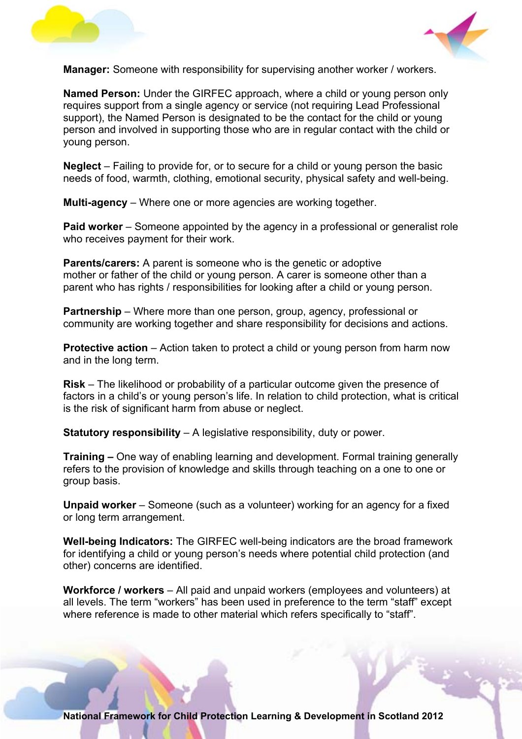**Manager:** Someone with responsibility for supervising another worker / workers.

**Named Person:** Under the GIRFEC approach, where a child or young person only requires support from a single agency or service (not requiring Lead Professional support), the Named Person is designated to be the contact for the child or young person and involved in supporting those who are in regular contact with the child or young person.

**Neglect** – Failing to provide for, or to secure for a child or young person the basic needs of food, warmth, clothing, emotional security, physical safety and well-being.

**Multi-agency** – Where one or more agencies are working together.

**Paid worker** – Someone appointed by the agency in a professional or generalist role who receives payment for their work.

**Parents/carers:** A parent is someone who is the genetic or adoptive mother or father of the child or young person. A carer is someone other than a parent who has rights / responsibilities for looking after a child or young person.

**Partnership** – Where more than one person, group, agency, professional or community are working together and share responsibility for decisions and actions.

**Protective action** – Action taken to protect a child or young person from harm now and in the long term.

**Risk** – The likelihood or probability of a particular outcome given the presence of factors in a child's or young person's life. In relation to child protection, what is critical is the risk of significant harm from abuse or neglect.

**Statutory responsibility** – A legislative responsibility, duty or power.

**Training –** One way of enabling learning and development. Formal training generally refers to the provision of knowledge and skills through teaching on a one to one or group basis.

**Unpaid worker** – Someone (such as a volunteer) working for an agency for a fixed or long term arrangement.

**Well-being Indicators:** The GIRFEC well-being indicators are the broad framework for identifying a child or young person's needs where potential child protection (and other) concerns are identified.

**Workforce / workers** – All paid and unpaid workers (employees and volunteers) at all levels. The term "workers" has been used in preference to the term "staff" except where reference is made to other material which refers specifically to "staff".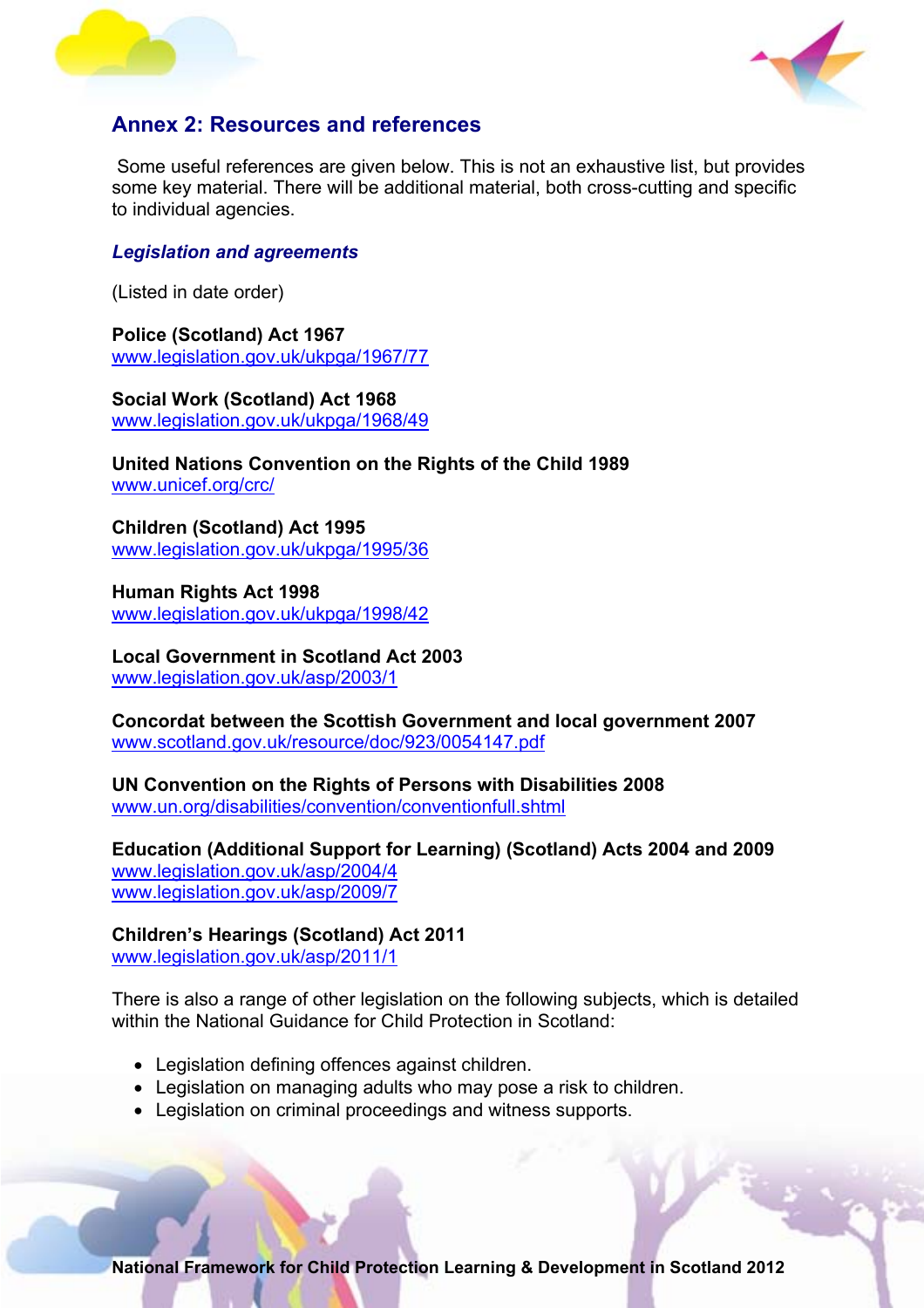## Annex 2: Resources and references

Some useful references are given below. This is not an exhaustive list, but provides some key material. There will be additional material, both cross-cutting and specific to individual agencies.

### *Legislation and agreements*

(Listed in date order)

**Police (Scotland) Act 1967**
www.legislation.gov.uk/ukpga/1967/77

**Social Work (Scotland) Act 1968**
www.legislation.gov.uk/ukpga/1968/49

**United Nations Convention on the Rights of the Child 1989**
www.unicef.org/crc/

**Children (Scotland) Act 1995**
www.legislation.gov.uk/ukpga/1995/36

**Human Rights Act 1998**
www.legislation.gov.uk/ukpga/1998/42

**Local Government in Scotland Act 2003**
www.legislation.gov.uk/asp/2003/1

**Concordat between the Scottish Government and local government 2007**
www.scotland.gov.uk/resource/doc/923/0054147.pdf

**UN Convention on the Rights of Persons with Disabilities 2008**
www.un.org/disabilities/convention/conventionfull.shtml

**Education (Additional Support for Learning) (Scotland) Acts 2004 and 2009**
www.legislation.gov.uk/asp/2004/4
www.legislation.gov.uk/asp/2009/7

**Children's Hearings (Scotland) Act 2011**
www.legislation.gov.uk/asp/2011/1

There is also a range of other legislation on the following subjects, which is detailed within the National Guidance for Child Protection in Scotland:

- Legislation defining offences against children.
- Legislation on managing adults who may pose a risk to children.
- Legislation on criminal proceedings and witness supports.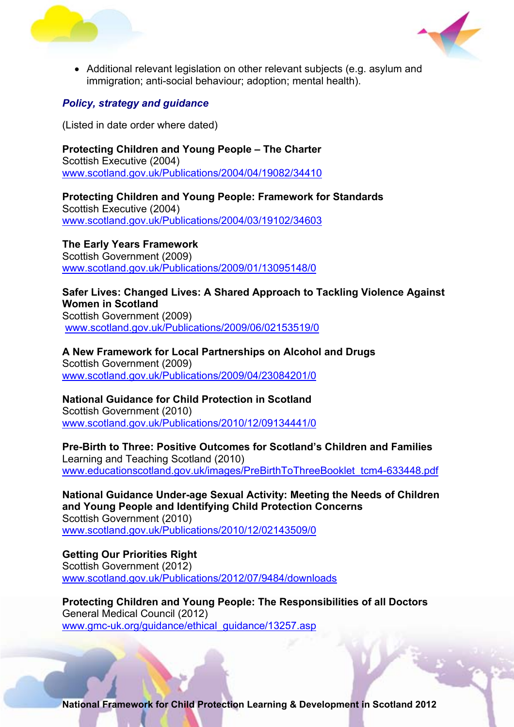- Additional relevant legislation on other relevant subjects (e.g. asylum and immigration; anti-social behaviour; adoption; mental health).

### *Policy, strategy and guidance*

(Listed in date order where dated)

**Protecting Children and Young People – The Charter**
Scottish Executive (2004)
www.scotland.gov.uk/Publications/2004/04/19082/34410

**Protecting Children and Young People: Framework for Standards**
Scottish Executive (2004)
www.scotland.gov.uk/Publications/2004/03/19102/34603

**The Early Years Framework**
Scottish Government (2009)
www.scotland.gov.uk/Publications/2009/01/13095148/0

**Safer Lives: Changed Lives: A Shared Approach to Tackling Violence Against Women in Scotland**
Scottish Government (2009)
www.scotland.gov.uk/Publications/2009/06/02153519/0

**A New Framework for Local Partnerships on Alcohol and Drugs**
Scottish Government (2009)
www.scotland.gov.uk/Publications/2009/04/23084201/0

**National Guidance for Child Protection in Scotland**
Scottish Government (2010)
www.scotland.gov.uk/Publications/2010/12/09134441/0

**Pre-Birth to Three: Positive Outcomes for Scotland's Children and Families**
Learning and Teaching Scotland (2010)
www.educationscotland.gov.uk/images/PreBirthToThreeBooklet_tcm4-633448.pdf

**National Guidance Under-age Sexual Activity: Meeting the Needs of Children and Young People and Identifying Child Protection Concerns**
Scottish Government (2010)
www.scotland.gov.uk/Publications/2010/12/02143509/0

**Getting Our Priorities Right**
Scottish Government (2012)
www.scotland.gov.uk/Publications/2012/07/9484/downloads

**Protecting Children and Young People: The Responsibilities of all Doctors**
General Medical Council (2012)
www.gmc-uk.org/guidance/ethical_guidance/13257.asp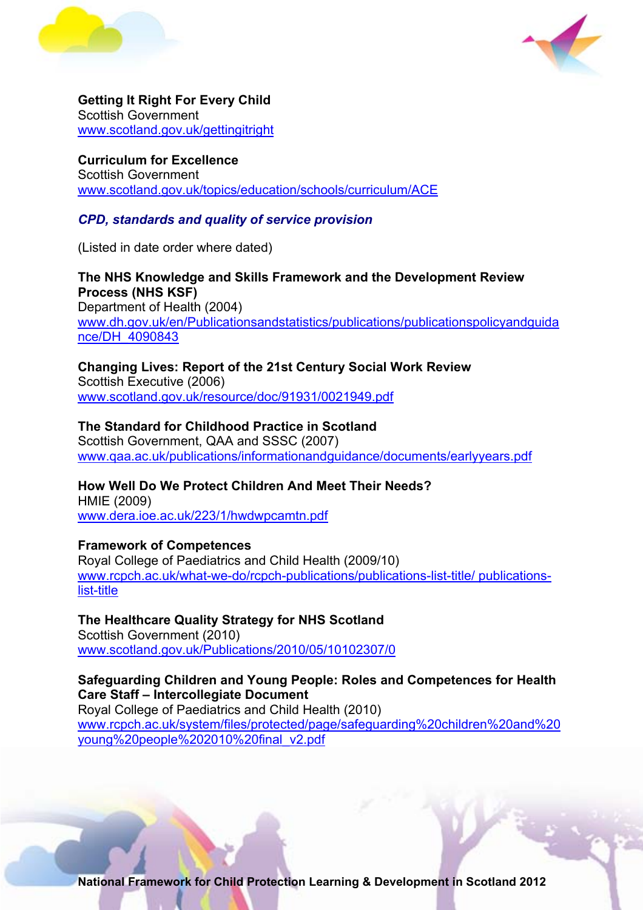**Getting It Right For Every Child**
Scottish Government
www.scotland.gov.uk/gettingitright

**Curriculum for Excellence**
Scottish Government
www.scotland.gov.uk/topics/education/schools/curriculum/ACE

### *CPD, standards and quality of service provision*

(Listed in date order where dated)

**The NHS Knowledge and Skills Framework and the Development Review Process (NHS KSF)**
Department of Health (2004)
www.dh.gov.uk/en/Publicationsandstatistics/publications/publicationspolicyandguidance/DH_4090843

**Changing Lives: Report of the 21st Century Social Work Review**
Scottish Executive (2006)
www.scotland.gov.uk/resource/doc/91931/0021949.pdf

**The Standard for Childhood Practice in Scotland**
Scottish Government, QAA and SSSC (2007)
www.qaa.ac.uk/publications/informationandguidance/documents/earlyyears.pdf

**How Well Do We Protect Children And Meet Their Needs?**
HMIE (2009)
www.dera.ioe.ac.uk/223/1/hwdwpcamtn.pdf

**Framework of Competences**
Royal College of Paediatrics and Child Health (2009/10)
www.rcpch.ac.uk/what-we-do/rcpch-publications/publications-list-title/ publications-list-title

**The Healthcare Quality Strategy for NHS Scotland**
Scottish Government (2010)
www.scotland.gov.uk/Publications/2010/05/10102307/0

**Safeguarding Children and Young People: Roles and Competences for Health Care Staff – Intercollegiate Document**
Royal College of Paediatrics and Child Health (2010)
www.rcpch.ac.uk/system/files/protected/page/safeguarding%20children%20and%20young%20people%202010%20final_v2.pdf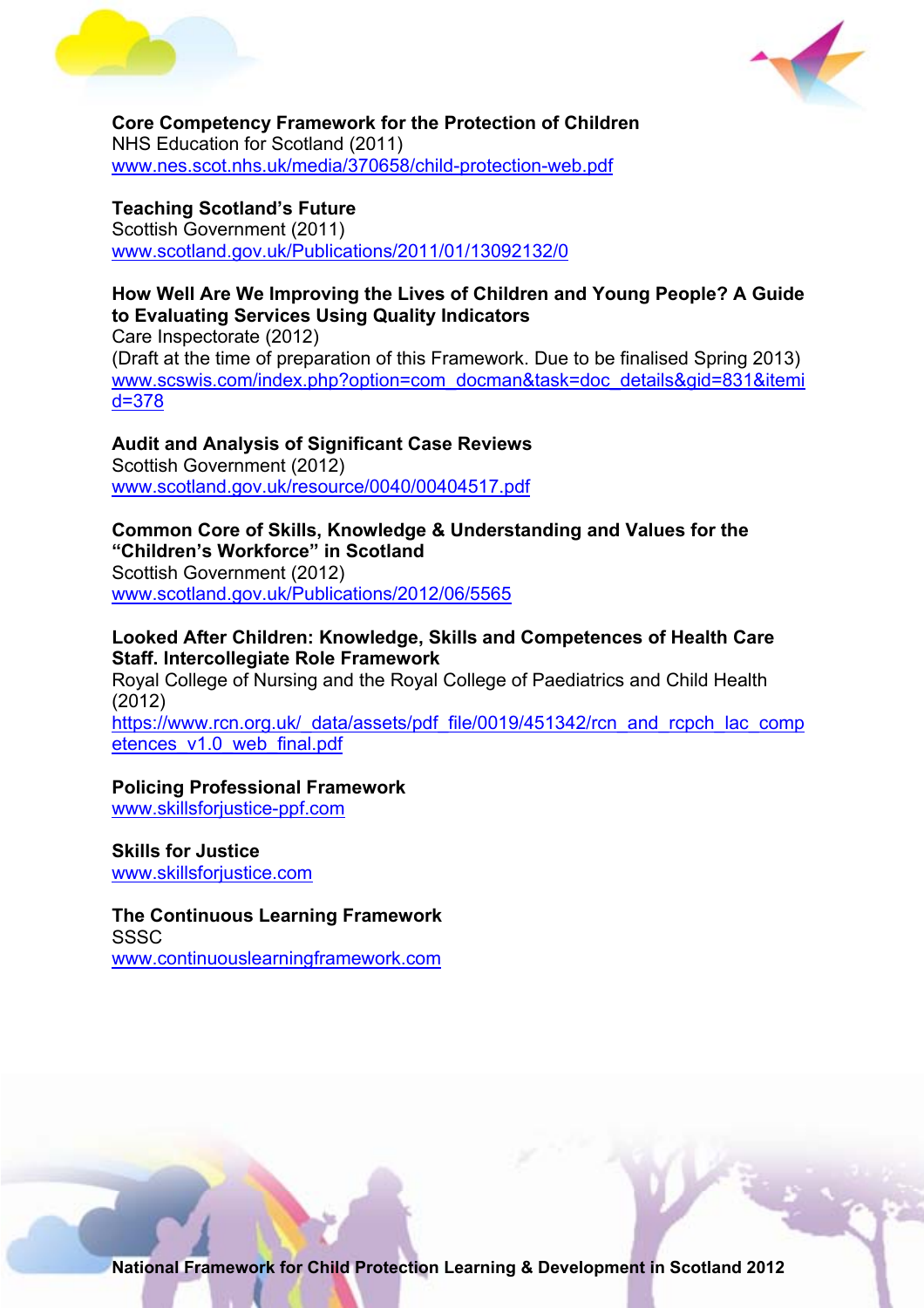**Core Competency Framework for the Protection of Children**
NHS Education for Scotland (2011)
www.nes.scot.nhs.uk/media/370658/child-protection-web.pdf

**Teaching Scotland's Future**
Scottish Government (2011)
www.scotland.gov.uk/Publications/2011/01/13092132/0

**How Well Are We Improving the Lives of Children and Young People? A Guide to Evaluating Services Using Quality Indicators**
Care Inspectorate (2012)
(Draft at the time of preparation of this Framework. Due to be finalised Spring 2013)
www.scswis.com/index.php?option=com_docman&task=doc_details&gid=831&itemid=378

**Audit and Analysis of Significant Case Reviews**
Scottish Government (2012)
www.scotland.gov.uk/resource/0040/00404517.pdf

**Common Core of Skills, Knowledge & Understanding and Values for the "Children's Workforce" in Scotland**
Scottish Government (2012)
www.scotland.gov.uk/Publications/2012/06/5565

**Looked After Children: Knowledge, Skills and Competences of Health Care Staff. Intercollegiate Role Framework**
Royal College of Nursing and the Royal College of Paediatrics and Child Health (2012)
https://www.rcn.org.uk/_data/assets/pdf_file/0019/451342/rcn_and_rcpch_lac_competences_v1.0_web_final.pdf

**Policing Professional Framework**
www.skillsforjustice-ppf.com

**Skills for Justice**
www.skillsforjustice.com

**The Continuous Learning Framework**
SSSC
www.continuouslearningframework.com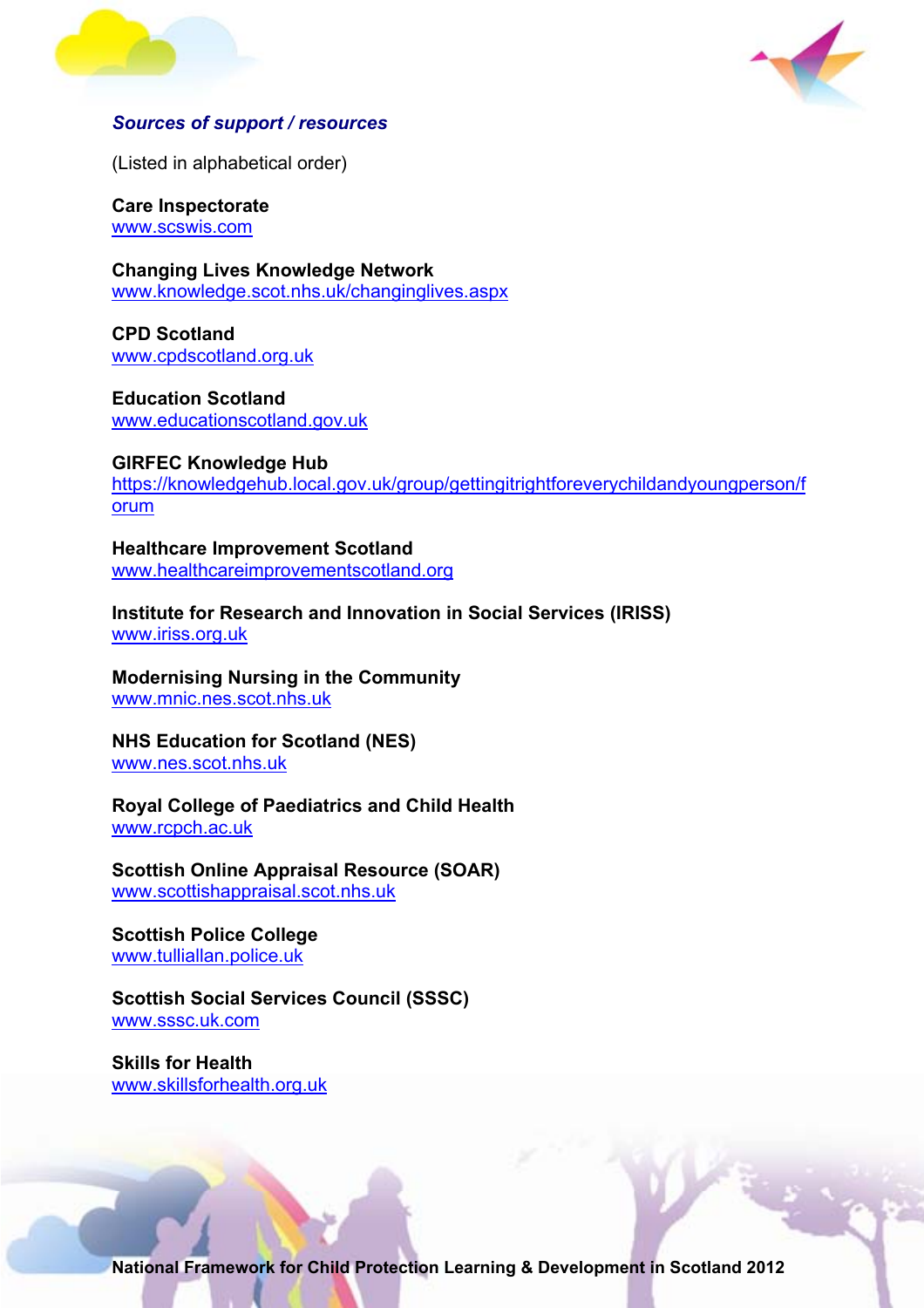***Sources of support / resources***

(Listed in alphabetical order)

**Care Inspectorate**
www.scswis.com

**Changing Lives Knowledge Network**
www.knowledge.scot.nhs.uk/changinglives.aspx

**CPD Scotland**
www.cpdscotland.org.uk

**Education Scotland**
www.educationscotland.gov.uk

**GIRFEC Knowledge Hub**
https://knowledgehub.local.gov.uk/group/gettingitrightforeverychildandyoungperson/forum

**Healthcare Improvement Scotland**
www.healthcareimprovementscotland.org

**Institute for Research and Innovation in Social Services (IRISS)**
www.iriss.org.uk

**Modernising Nursing in the Community**
www.mnic.nes.scot.nhs.uk

**NHS Education for Scotland (NES)**
www.nes.scot.nhs.uk

**Royal College of Paediatrics and Child Health**
www.rcpch.ac.uk

**Scottish Online Appraisal Resource (SOAR)**
www.scottishappraisal.scot.nhs.uk

**Scottish Police College**
www.tulliallan.police.uk

**Scottish Social Services Council (SSSC)**
www.sssc.uk.com

**Skills for Health**
www.skillsforhealth.org.uk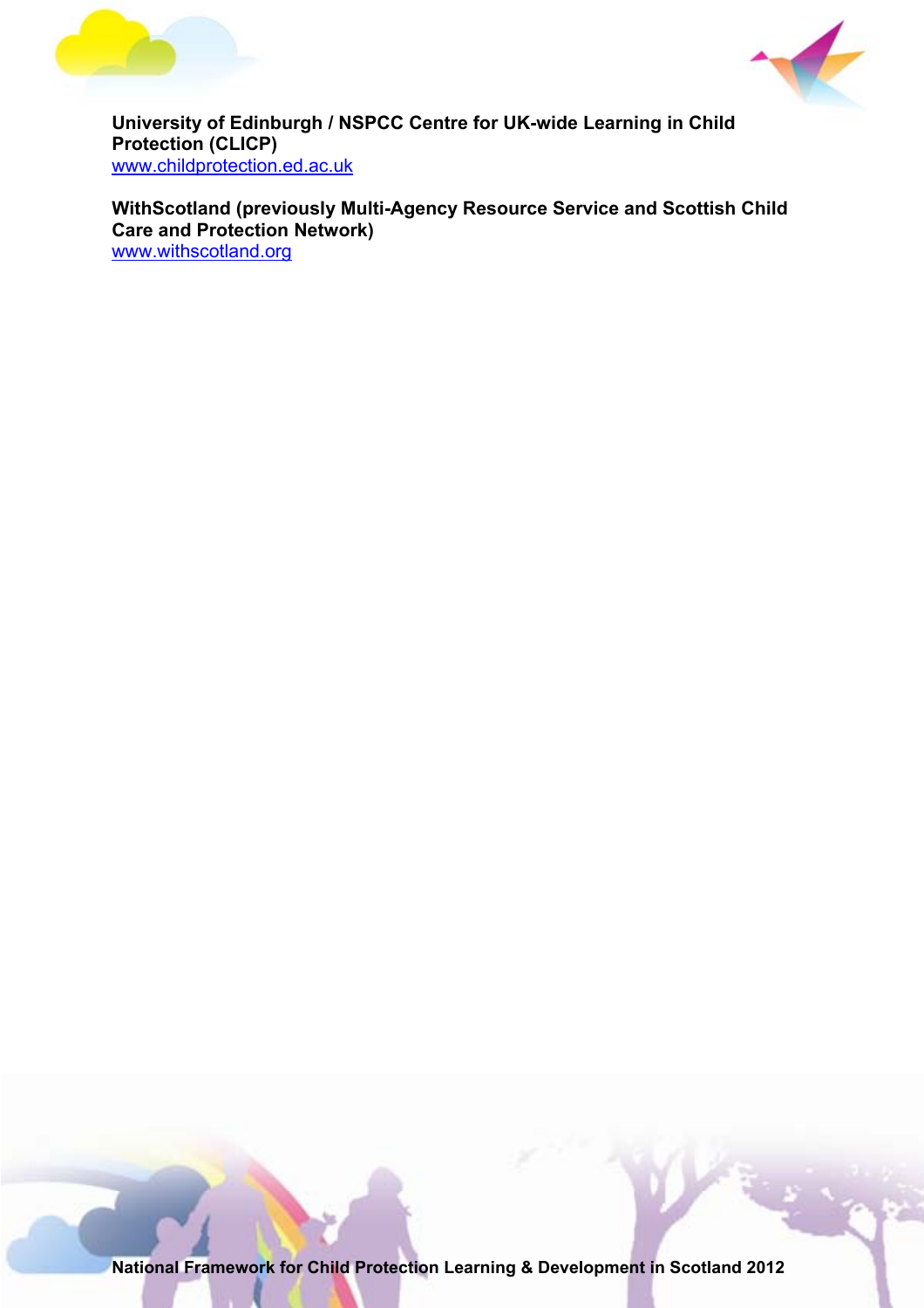**University of Edinburgh / NSPCC Centre for UK-wide Learning in Child Protection (CLICP)**
www.childprotection.ed.ac.uk

**WithScotland (previously Multi-Agency Resource Service and Scottish Child Care and Protection Network)**
www.withscotland.org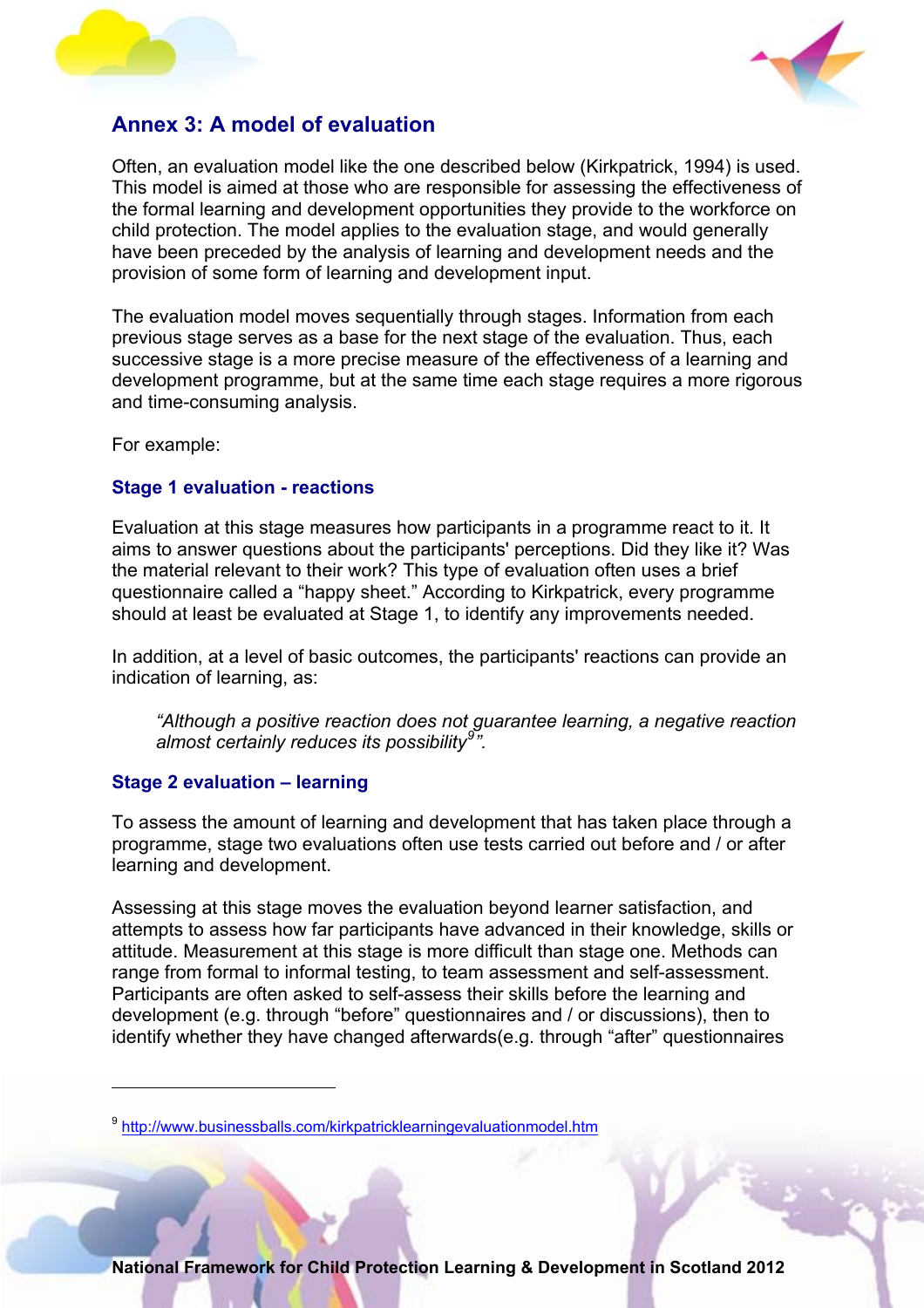## Annex 3: A model of evaluation

Often, an evaluation model like the one described below (Kirkpatrick, 1994) is used. This model is aimed at those who are responsible for assessing the effectiveness of the formal learning and development opportunities they provide to the workforce on child protection. The model applies to the evaluation stage, and would generally have been preceded by the analysis of learning and development needs and the provision of some form of learning and development input.

The evaluation model moves sequentially through stages. Information from each previous stage serves as a base for the next stage of the evaluation. Thus, each successive stage is a more precise measure of the effectiveness of a learning and development programme, but at the same time each stage requires a more rigorous and time-consuming analysis.

For example:

### Stage 1 evaluation - reactions

Evaluation at this stage measures how participants in a programme react to it. It aims to answer questions about the participants' perceptions. Did they like it? Was the material relevant to their work? This type of evaluation often uses a brief questionnaire called a "happy sheet." According to Kirkpatrick, every programme should at least be evaluated at Stage 1, to identify any improvements needed.

In addition, at a level of basic outcomes, the participants' reactions can provide an indication of learning, as:

> *"Although a positive reaction does not guarantee learning, a negative reaction almost certainly reduces its possibility[9]".*

### Stage 2 evaluation – learning

To assess the amount of learning and development that has taken place through a programme, stage two evaluations often use tests carried out before and / or after learning and development.

Assessing at this stage moves the evaluation beyond learner satisfaction, and attempts to assess how far participants have advanced in their knowledge, skills or attitude. Measurement at this stage is more difficult than stage one. Methods can range from formal to informal testing, to team assessment and self-assessment. Participants are often asked to self-assess their skills before the learning and development (e.g. through "before" questionnaires and / or discussions), then to identify whether they have changed afterwards(e.g. through "after" questionnaires

---

[9] http://www.businessballs.com/kirkpatricklearningevaluationmodel.htm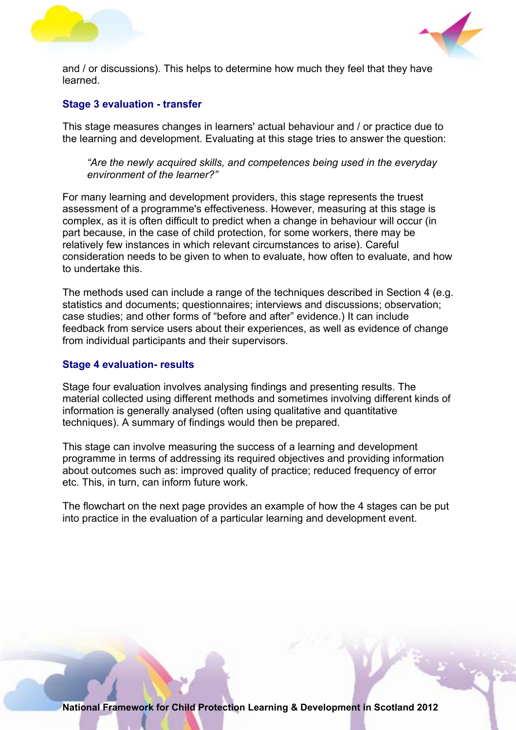and / or discussions). This helps to determine how much they feel that they have learned.

### Stage 3 evaluation - transfer

This stage measures changes in learners' actual behaviour and / or practice due to the learning and development. Evaluating at this stage tries to answer the question:

> *"Are the newly acquired skills, and competences being used in the everyday environment of the learner?"*

For many learning and development providers, this stage represents the truest assessment of a programme's effectiveness. However, measuring at this stage is complex, as it is often difficult to predict when a change in behaviour will occur (in part because, in the case of child protection, for some workers, there may be relatively few instances in which relevant circumstances to arise). Careful consideration needs to be given to when to evaluate, how often to evaluate, and how to undertake this.

The methods used can include a range of the techniques described in Section 4 (e.g. statistics and documents; questionnaires; interviews and discussions; observation; case studies; and other forms of "before and after" evidence.) It can include feedback from service users about their experiences, as well as evidence of change from individual participants and their supervisors.

### Stage 4 evaluation- results

Stage four evaluation involves analysing findings and presenting results. The material collected using different methods and sometimes involving different kinds of information is generally analysed (often using qualitative and quantitative techniques). A summary of findings would then be prepared.

This stage can involve measuring the success of a learning and development programme in terms of addressing its required objectives and providing information about outcomes such as: improved quality of practice; reduced frequency of error etc. This, in turn, can inform future work.

The flowchart on the next page provides an example of how the 4 stages can be put into practice in the evaluation of a particular learning and development event.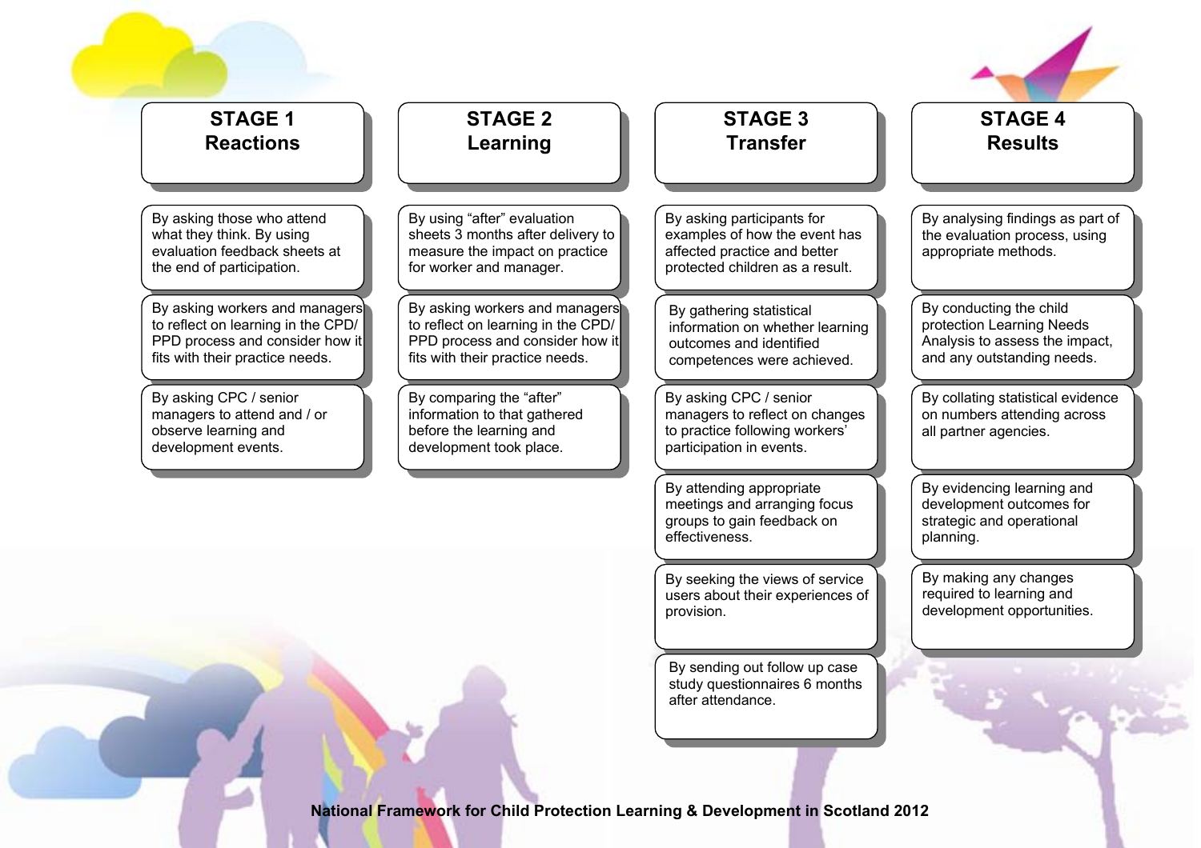| STAGE 1 Reactions | STAGE 2 Learning | STAGE 3 Transfer | STAGE 4 Results |
|---|---|---|---|
| By asking those who attend what they think. By using evaluation feedback sheets at the end of participation. | By using “after” evaluation sheets 3 months after delivery to measure the impact on practice for worker and manager. | By asking participants for examples of how the event has affected practice and better protected children as a result. | By analysing findings as part of the evaluation process, using appropriate methods. |
| By asking workers and managers to reflect on learning in the CPD/ PPD process and consider how it fits with their practice needs. | By asking workers and managers to reflect on learning in the CPD/ PPD process and consider how it fits with their practice needs. | By gathering statistical information on whether learning outcomes and identified competences were achieved. | By conducting the child protection Learning Needs Analysis to assess the impact, and any outstanding needs. |
| By asking CPC / senior managers to attend and / or observe learning and development events. | By comparing the “after” information to that gathered before the learning and development took place. | By asking CPC / senior managers to reflect on changes to practice following workers’ participation in events. | By collating statistical evidence on numbers attending across all partner agencies. |
| | | By attending appropriate meetings and arranging focus groups to gain feedback on effectiveness. | By evidencing learning and development outcomes for strategic and operational planning. |
| | | By seeking the views of service users about their experiences of provision. | By making any changes required to learning and development opportunities. |
| | | By sending out follow up case study questionnaires 6 months after attendance. | |

**National Framework for Child Protection Learning & Development in Scotland 2012**